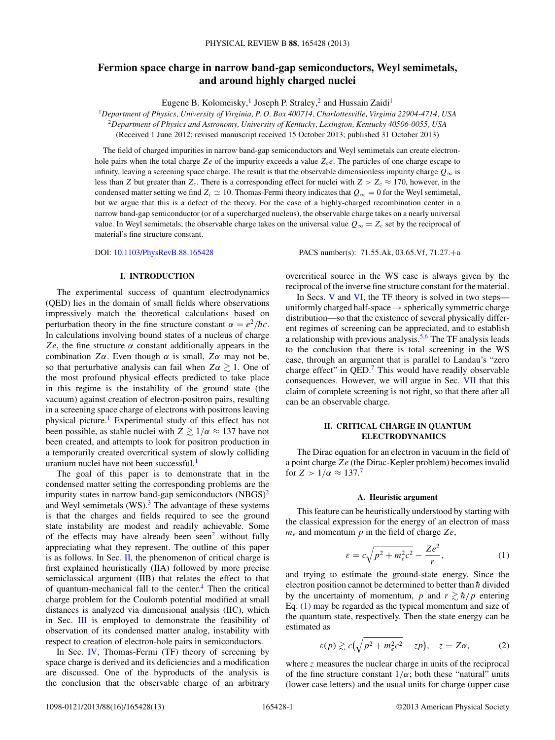# Fermion space charge in narrow band-gap semiconductors, Weyl semimetals, and around highly charged nuclei

Eugene B. Kolomeisky,[1] Joseph P. Straley,[2] and Hussain Zaidi[1]

[1]*Department of Physics, University of Virginia, P. O. Box 400714, Charlottesville, Virginia 22904-4714, USA*
[2]*Department of Physics and Astronomy, University of Kentucky, Lexington, Kentucky 40506-0055, USA*
(Received 1 June 2012; revised manuscript received 15 October 2013; published 31 October 2013)

The field of charged impurities in narrow band-gap semiconductors and Weyl semimetals can create electron-hole pairs when the total charge $Ze$ of the impurity exceeds a value $Z_c e$. The particles of one charge escape to infinity, leaving a screening space charge. The result is that the observable dimensionless impurity charge $Q_\infty$ is less than $Z$ but greater than $Z_c$. There is a corresponding effect for nuclei with $Z > Z_c \approx 170$, however, in the condensed matter setting we find $Z_c \simeq 10$. Thomas-Fermi theory indicates that $Q_\infty = 0$ for the Weyl semimetal, but we argue that this is a defect of the theory. For the case of a highly-charged recombination center in a narrow band-gap semiconductor (or of a supercharged nucleus), the observable charge takes on a nearly universal value. In Weyl semimetals, the observable charge takes on the universal value $Q_\infty = Z_c$ set by the reciprocal of material's fine structure constant.

DOI: 10.1103/PhysRevB.88.165428    PACS number(s): 71.55.Ak, 03.65.Vf, 71.27.+a

## I. INTRODUCTION

The experimental success of quantum electrodynamics (QED) lies in the domain of small fields where observations impressively match the theoretical calculations based on perturbation theory in the fine structure constant $\alpha = e^2/\hbar c$. In calculations involving bound states of a nucleus of charge $Ze$, the fine structure $\alpha$ constant additionally appears in the combination $Z\alpha$. Even though $\alpha$ is small, $Z\alpha$ may not be, so that perturbative analysis can fail when $Z\alpha \gtrsim 1$. One of the most profound physical effects predicted to take place in this regime is the instability of the ground state (the vacuum) against creation of electron-positron pairs, resulting in a screening space charge of electrons with positrons leaving physical picture.[1] Experimental study of this effect has not been possible, as stable nuclei with $Z \gtrsim 1/\alpha \approx 137$ have not been created, and attempts to look for positron production in a temporarily created overcritical system of slowly colliding uranium nuclei have not been successful.[1]

The goal of this paper is to demonstrate that in the condensed matter setting the corresponding problems are the impurity states in narrow band-gap semiconductors (NBGS)[2] and Weyl semimetals (WS).[3] The advantage of these systems is that the charges and fields required to see the ground state instability are modest and readily achievable. Some of the effects may have already been seen[2] without fully appreciating what they represent. The outline of this paper is as follows. In Sec. II, the phenomenon of critical charge is first explained heuristically (IIA) followed by more precise semiclassical argument (IIB) that relates the effect to that of quantum-mechanical fall to the center.[4] Then the critical charge problem for the Coulomb potential modified at small distances is analyzed via dimensional analysis (IIC), which in Sec. III is employed to demonstrate the feasibility of observation of its condensed matter analog, instability with respect to creation of electron-hole pairs in semiconductors.

In Sec. IV, Thomas-Fermi (TF) theory of screening by space charge is derived and its deficiencies and a modification are discussed. One of the byproducts of the analysis is the conclusion that the observable charge of an arbitrary overcritical source in the WS case is always given by the reciprocal of the inverse fine structure constant for the material.

In Secs. V and VI, the TF theory is solved in two steps—uniformly charged half-space → spherically symmetric charge distribution—so that the existence of several physically different regimes of screening can be appreciated, and to establish a relationship with previous analysis.[5,6] The TF analysis leads to the conclusion that there is total screening in the WS case, through an argument that is parallel to Landau's "zero charge effect" in QED.[7] This would have readily observable consequences. However, we will argue in Sec. VII that this claim of complete screening is not right, so that there after all can be an observable charge.

## II. CRITICAL CHARGE IN QUANTUM ELECTRODYNAMICS

The Dirac equation for an electron in vacuum in the field of a point charge $Ze$ (the Dirac-Kepler problem) becomes invalid for $Z > 1/\alpha \approx 137$.[7]

### A. Heuristic argument

This feature can be heuristically understood by starting with the classical expression for the energy of an electron of mass $m_e$ and momentum $p$ in the field of charge $Ze$,

$$\varepsilon = c\sqrt{p^2 + m_e^2c^2} - \frac{Ze^2}{r}, \tag{1}$$

and trying to estimate the ground-state energy. Since the electron position cannot be determined to better than $\hbar$ divided by the uncertainty of momentum, $p$ and $r \gtrsim \hbar/p$ entering Eq. (1) may be regarded as the typical momentum and size of the quantum state, respectively. Then the state energy can be estimated as

$$\varepsilon(p) \gtrsim c\left(\sqrt{p^2 + m_e^2c^2} - zp\right), \quad z = Z\alpha, \tag{2}$$

where $z$ measures the nuclear charge in units of the reciprocal of the fine structure constant $1/\alpha$; both these "natural" units (lower case letters) and the usual units for charge (upper case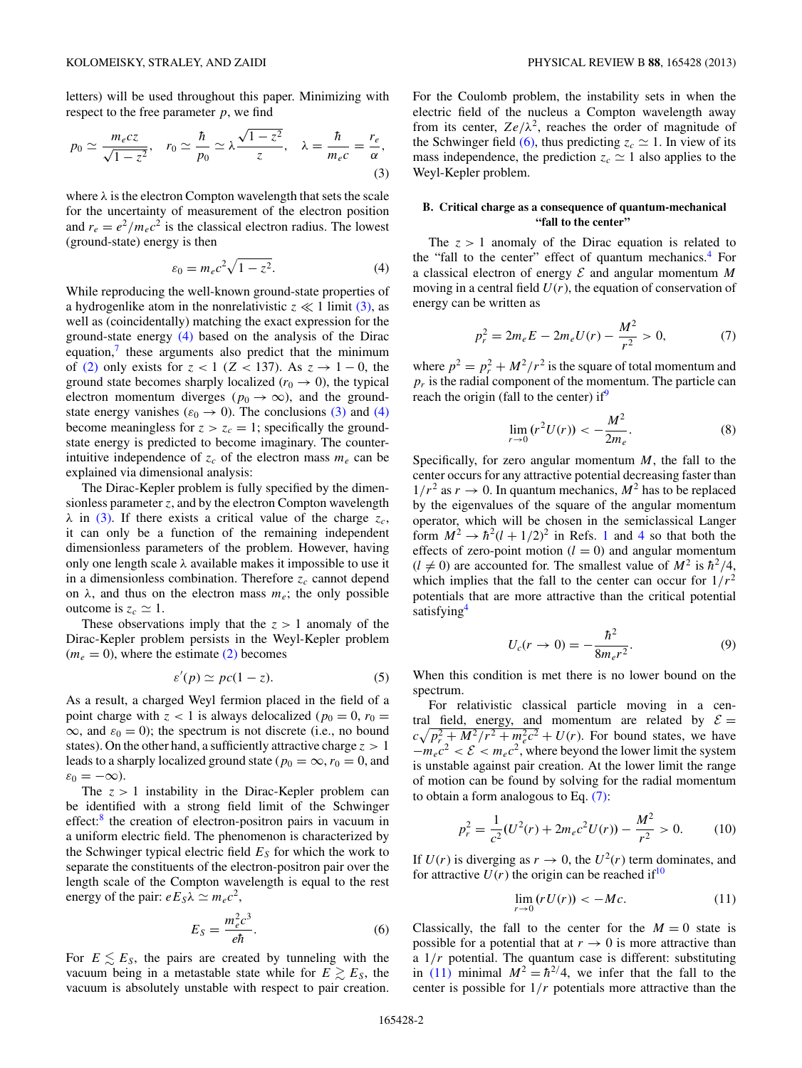letters) will be used throughout this paper. Minimizing with respect to the free parameter $p$, we find

$$p_0 \simeq \frac{m_e c z}{\sqrt{1-z^2}}, \quad r_0 \simeq \frac{\hbar}{p_0} \simeq \lambda \frac{\sqrt{1-z^2}}{z}, \quad \lambda = \frac{\hbar}{m_e c} = \frac{r_e}{\alpha}, \tag{3}$$

where $\lambda$ is the electron Compton wavelength that sets the scale for the uncertainty of measurement of the electron position and $r_e = e^2/m_e c^2$ is the classical electron radius. The lowest (ground-state) energy is then

$$\varepsilon_0 = m_e c^2 \sqrt{1-z^2}. \tag{4}$$

While reproducing the well-known ground-state properties of a hydrogenlike atom in the nonrelativistic $z \ll 1$ limit (3), as well as (coincidentally) matching the exact expression for the ground-state energy (4) based on the analysis of the Dirac equation,[7] these arguments also predict that the minimum of (2) only exists for $z < 1$ ($Z < 137$). As $z \to 1 - 0$, the ground state becomes sharply localized ($r_0 \to 0$), the typical electron momentum diverges ($p_0 \to \infty$), and the ground-state energy vanishes ($\varepsilon_0 \to 0$). The conclusions (3) and (4) become meaningless for $z > z_c = 1$; specifically the ground-state energy is predicted to become imaginary. The counter-intuitive independence of $z_c$ of the electron mass $m_e$ can be explained via dimensional analysis:

The Dirac-Kepler problem is fully specified by the dimensionless parameter $z$, and by the electron Compton wavelength $\lambda$ in (3). If there exists a critical value of the charge $z_c$, it can only be a function of the remaining independent dimensionless parameters of the problem. However, having only one length scale $\lambda$ available makes it impossible to use it in a dimensionless combination. Therefore $z_c$ cannot depend on $\lambda$, and thus on the electron mass $m_e$; the only possible outcome is $z_c \simeq 1$.

These observations imply that the $z > 1$ anomaly of the Dirac-Kepler problem persists in the Weyl-Kepler problem ($m_e = 0$), where the estimate (2) becomes

$$\varepsilon'(p) \simeq pc(1 - z). \tag{5}$$

As a result, a charged Weyl fermion placed in the field of a point charge with $z < 1$ is always delocalized ($p_0 = 0$, $r_0 = \infty$, and $\varepsilon_0 = 0$); the spectrum is not discrete (i.e., no bound states). On the other hand, a sufficiently attractive charge $z > 1$ leads to a sharply localized ground state ($p_0 = \infty$, $r_0 = 0$, and $\varepsilon_0 = -\infty$).

The $z > 1$ instability in the Dirac-Kepler problem can be identified with a strong field limit of the Schwinger effect:[8] the creation of electron-positron pairs in vacuum in a uniform electric field. The phenomenon is characterized by the Schwinger typical electric field $E_S$ for which the work to separate the constituents of the electron-positron pair over the length scale of the Compton wavelength is equal to the rest energy of the pair: $eE_S\lambda \simeq m_e c^2$,

$$E_S = \frac{m_e^2 c^3}{e\hbar}. \tag{6}$$

For $E \lesssim E_S$, the pairs are created by tunneling with the vacuum being in a metastable state while for $E \gtrsim E_S$, the vacuum is absolutely unstable with respect to pair creation. For the Coulomb problem, the instability sets in when the electric field of the nucleus a Compton wavelength away from its center, $Ze/\lambda^2$, reaches the order of magnitude of the Schwinger field (6), thus predicting $z_c \simeq 1$. In view of its mass independence, the prediction $z_c \simeq 1$ also applies to the Weyl-Kepler problem.

### B. Critical charge as a consequence of quantum-mechanical "fall to the center"

The $z > 1$ anomaly of the Dirac equation is related to the "fall to the center" effect of quantum mechanics.[4] For a classical electron of energy $\mathcal{E}$ and angular momentum $M$ moving in a central field $U(r)$, the equation of conservation of energy can be written as

$$p_r^2 = 2m_e E - 2m_e U(r) - \frac{M^2}{r^2} > 0, \tag{7}$$

where $p^2 = p_r^2 + M^2/r^2$ is the square of total momentum and $p_r$ is the radial component of the momentum. The particle can reach the origin (fall to the center) if[9]

$$\lim_{r\to 0} (r^2 U(r)) < -\frac{M^2}{2m_e}. \tag{8}$$

Specifically, for zero angular momentum $M$, the fall to the center occurs for any attractive potential decreasing faster than $1/r^2$ as $r \to 0$. In quantum mechanics, $M^2$ has to be replaced by the eigenvalues of the square of the angular momentum operator, which will be chosen in the semiclassical Langer form $M^2 \to \hbar^2(l + 1/2)^2$ in Refs. 1 and 4 so that both the effects of zero-point motion ($l = 0$) and angular momentum ($l \neq 0$) are accounted for. The smallest value of $M^2$ is $\hbar^2/4$, which implies that the fall to the center can occur for $1/r^2$ potentials that are more attractive than the critical potential satisfying[4]

$$U_c(r \to 0) = -\frac{\hbar^2}{8m_e r^2}. \tag{9}$$

When this condition is met there is no lower bound on the spectrum.

For relativistic classical particle moving in a central field, energy, and momentum are related by $\mathcal{E} = c\sqrt{p_r^2 + M^2/r^2 + m_e^2 c^2} + U(r)$. For bound states, we have $-m_e c^2 < \mathcal{E} < m_e c^2$, where beyond the lower limit the system is unstable against pair creation. At the lower limit the range of motion can be found by solving for the radial momentum to obtain a form analogous to Eq. (7):

$$p_r^2 = \frac{1}{c^2}(U^2(r) + 2m_e c^2 U(r)) - \frac{M^2}{r^2} > 0. \tag{10}$$

If $U(r)$ is diverging as $r \to 0$, the $U^2(r)$ term dominates, and for attractive $U(r)$ the origin can be reached if[10]

$$\lim_{r\to 0} (rU(r)) < -Mc. \tag{11}$$

Classically, the fall to the center for the $M = 0$ state is possible for a potential that at $r \to 0$ is more attractive than a $1/r$ potential. The quantum case is different: substituting in (11) minimal $M^2 = \hbar^2/4$, we infer that the fall to the center is possible for $1/r$ potentials more attractive than the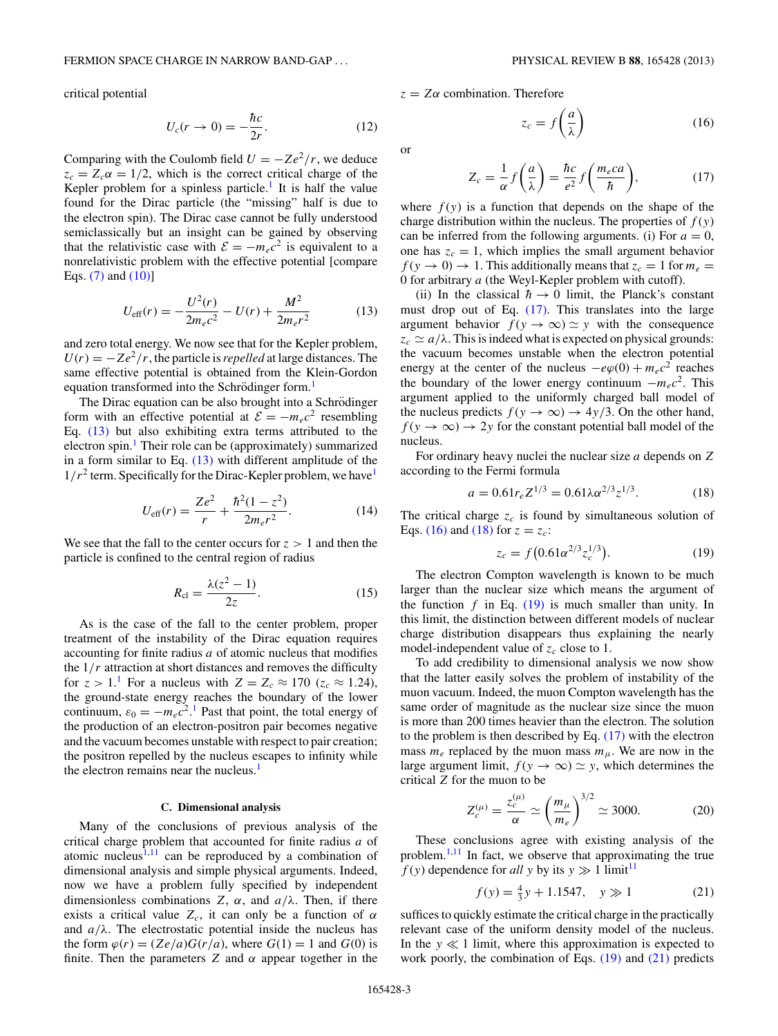critical potential

$$U_c(r \to 0) = -\frac{\hbar c}{2r}. \tag{12}$$

Comparing with the Coulomb field $U = -Ze^2/r$, we deduce $z_c = Z_c\alpha = 1/2$, which is the correct critical charge of the Kepler problem for a spinless particle.[1] It is half the value found for the Dirac particle (the "missing" half is due to the electron spin). The Dirac case cannot be fully understood semiclassically but an insight can be gained by observing that the relativistic case with $\mathcal{E} = -m_e c^2$ is equivalent to a nonrelativistic problem with the effective potential [compare Eqs. (7) and (10)]

$$U_{\rm eff}(r) = -\frac{U^2(r)}{2m_e c^2} - U(r) + \frac{M^2}{2m_e r^2} \tag{13}$$

and zero total energy. We now see that for the Kepler problem, $U(r) = -Ze^2/r$, the particle is *repelled* at large distances. The same effective potential is obtained from the Klein-Gordon equation transformed into the Schrödinger form.[1]

The Dirac equation can be also brought into a Schrödinger form with an effective potential at $\mathcal{E} = -m_e c^2$ resembling Eq. (13) but also exhibiting extra terms attributed to the electron spin.[1] Their role can be (approximately) summarized in a form similar to Eq. (13) with different amplitude of the $1/r^2$ term. Specifically for the Dirac-Kepler problem, we have[1]

$$U_{\rm eff}(r) = \frac{Ze^2}{r} + \frac{\hbar^2(1 - z^2)}{2m_e r^2}. \tag{14}$$

We see that the fall to the center occurs for $z > 1$ and then the particle is confined to the central region of radius

$$R_{\rm cl} = \frac{\lambda(z^2 - 1)}{2z}. \tag{15}$$

As is the case of the fall to the center problem, proper treatment of the instability of the Dirac equation requires accounting for finite radius $a$ of atomic nucleus that modifies the $1/r$ attraction at short distances and removes the difficulty for $z > 1$.[1] For a nucleus with $Z = Z_c \approx 170$ ($z_c \approx 1.24$), the ground-state energy reaches the boundary of the lower continuum, $\varepsilon_0 = -m_e c^2$.[1] Past that point, the total energy of the production of an electron-positron pair becomes negative and the vacuum becomes unstable with respect to pair creation; the positron repelled by the nucleus escapes to infinity while the electron remains near the nucleus.[1]

### C. Dimensional analysis

Many of the conclusions of previous analysis of the critical charge problem that accounted for finite radius $a$ of atomic nucleus[1,11] can be reproduced by a combination of dimensional analysis and simple physical arguments. Indeed, now we have a problem fully specified by independent dimensionless combinations $Z$, $\alpha$, and $a/\lambda$. Then, if there exists a critical value $Z_c$, it can only be a function of $\alpha$ and $a/\lambda$. The electrostatic potential inside the nucleus has the form $\varphi(r) = (Ze/a)G(r/a)$, where $G(1) = 1$ and $G(0)$ is finite. Then the parameters $Z$ and $\alpha$ appear together in the $z = Z\alpha$ combination. Therefore

$$z_c = f\left(\frac{a}{\lambda}\right) \tag{16}$$

or

$$Z_c = \frac{1}{\alpha} f\left(\frac{a}{\lambda}\right) = \frac{\hbar c}{e^2} f\left(\frac{m_e c a}{\hbar}\right), \tag{17}$$

where $f(y)$ is a function that depends on the shape of the charge distribution within the nucleus. The properties of $f(y)$ can be inferred from the following arguments. (i) For $a = 0$, one has $z_c = 1$, which implies the small argument behavior $f(y \to 0) \to 1$. This additionally means that $z_c = 1$ for $m_e = 0$ for arbitrary $a$ (the Weyl-Kepler problem with cutoff).

(ii) In the classical $\hbar \to 0$ limit, the Planck's constant must drop out of Eq. (17). This translates into the large argument behavior $f(y \to \infty) \simeq y$ with the consequence $z_c \simeq a/\lambda$. This is indeed what is expected on physical grounds: the vacuum becomes unstable when the electron potential energy at the center of the nucleus $-e\varphi(0) + m_e c^2$ reaches the boundary of the lower energy continuum $-m_e c^2$. This argument applied to the uniformly charged ball model of the nucleus predicts $f(y \to \infty) \to 4y/3$. On the other hand, $f(y \to \infty) \to 2y$ for the constant potential ball model of the nucleus.

For ordinary heavy nuclei the nuclear size $a$ depends on $Z$ according to the Fermi formula

$$a = 0.61 r_e Z^{1/3} = 0.61 \lambda \alpha^{2/3} z^{1/3}. \tag{18}$$

The critical charge $z_c$ is found by simultaneous solution of Eqs. (16) and (18) for $z = z_c$:

$$z_c = f\left(0.61 \alpha^{2/3} z_c^{1/3}\right). \tag{19}$$

The electron Compton wavelength is known to be much larger than the nuclear size which means the argument of the function $f$ in Eq. (19) is much smaller than unity. In this limit, the distinction between different models of nuclear charge distribution disappears thus explaining the nearly model-independent value of $z_c$ close to 1.

To add credibility to dimensional analysis we now show that the latter easily solves the problem of instability of the muon vacuum. Indeed, the muon Compton wavelength has the same order of magnitude as the nuclear size since the muon is more than 200 times heavier than the electron. The solution to the problem is then described by Eq. (17) with the electron mass $m_e$ replaced by the muon mass $m_\mu$. We are now in the large argument limit, $f(y \to \infty) \simeq y$, which determines the critical $Z$ for the muon to be

$$Z_c^{(\mu)} = \frac{z_c^{(\mu)}}{\alpha} \simeq \left(\frac{m_\mu}{m_e}\right)^{3/2} \simeq 3000. \tag{20}$$

These conclusions agree with existing analysis of the problem.[1,11] In fact, we observe that approximating the true $f(y)$ dependence for *all* $y$ by its $y \gg 1$ limit[11]

$$f(y) = \tfrac{4}{3} y + 1.1547, \quad y \gg 1 \tag{21}$$

suffices to quickly estimate the critical charge in the practically relevant case of the uniform density model of the nucleus. In the $y \ll 1$ limit, where this approximation is expected to work poorly, the combination of Eqs. (19) and (21) predicts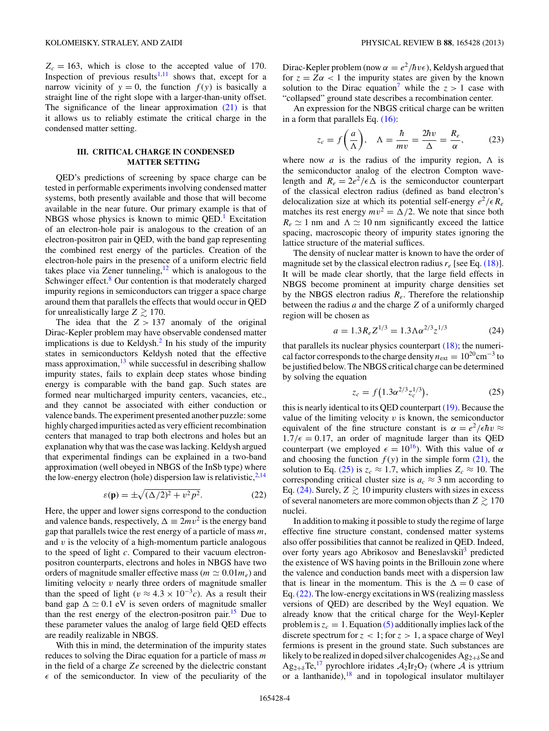$Z_c = 163$, which is close to the accepted value of 170. Inspection of previous results[1,11] shows that, except for a narrow vicinity of $y = 0$, the function $f(y)$ is basically a straight line of the right slope with a larger-than-unity offset. The significance of the linear approximation (21) is that it allows us to reliably estimate the critical charge in the condensed matter setting.

## III. CRITICAL CHARGE IN CONDENSED MATTER SETTING

QED's predictions of screening by space charge can be tested in performable experiments involving condensed matter systems, both presently available and those that will become available in the near future. Our primary example is that of NBGS whose physics is known to mimic QED.[1] Excitation of an electron-hole pair is analogous to the creation of an electron-positron pair in QED, with the band gap representing the combined rest energy of the particles. Creation of the electron-hole pairs in the presence of a uniform electric field takes place via Zener tunneling,[12] which is analogous to the Schwinger effect.[8] Our contention is that moderately charged impurity regions in semiconductors can trigger a space charge around them that parallels the effects that would occur in QED for unrealistically large $Z \gtrsim 170$.

The idea that the $Z > 137$ anomaly of the original Dirac-Kepler problem may have observable condensed matter implications is due to Keldysh.[2] In his study of the impurity states in semiconductors Keldysh noted that the effective mass approximation,[13] while successful in describing shallow impurity states, fails to explain deep states whose binding energy is comparable with the band gap. Such states are formed near multicharged impurity centers, vacancies, etc., and they cannot be associated with either conduction or valence bands. The experiment presented another puzzle: some highly charged impurities acted as very efficient recombination centers that managed to trap both electrons and holes but an explanation why that was the case was lacking. Keldysh argued that experimental findings can be explained in a two-band approximation (well obeyed in NBGS of the InSb type) where the low-energy electron (hole) dispersion law is relativistic,[2,14]

$$\varepsilon(\mathbf{p}) = \pm\sqrt{(\Delta/2)^2 + v^2p^2}. \tag{22}$$

Here, the upper and lower signs correspond to the conduction and valence bands, respectively, $\Delta \equiv 2mv^2$ is the energy band gap that parallels twice the rest energy of a particle of mass $m$, and $v$ is the velocity of a high-momentum particle analogous to the speed of light $c$. Compared to their vacuum electron-positron counterparts, electrons and holes in NBGS have two orders of magnitude smaller effective mass ($m \simeq 0.01m_e$) and limiting velocity $v$ nearly three orders of magnitude smaller than the speed of light ($v \approx 4.3 \times 10^{-3}c$). As a result their band gap $\Delta \simeq 0.1$ eV is seven orders of magnitude smaller than the rest energy of the electron-positron pair.[15] Due to these parameter values the analog of large field QED effects are readily realizable in NBGS.

With this in mind, the determination of the impurity states reduces to solving the Dirac equation for a particle of mass $m$ in the field of a charge $Ze$ screened by the dielectric constant $\epsilon$ of the semiconductor. In view of the peculiarity of the Dirac-Kepler problem (now $\alpha = e^2/\hbar v\epsilon$), Keldysh argued that for $z = Z\alpha < 1$ the impurity states are given by the known solution to the Dirac equation[7] while the $z > 1$ case with "collapsed" ground state describes a recombination center.

An expression for the NBGS critical charge can be written in a form that parallels Eq. (16):

$$z_c = f\left(\frac{a}{\Lambda}\right), \quad \Lambda = \frac{\hbar}{mv} = \frac{2\hbar v}{\Delta} = \frac{R_e}{\alpha}, \tag{23}$$

where now $a$ is the radius of the impurity region, $\Lambda$ is the semiconductor analog of the electron Compton wavelength and $R_e = 2e^2/\epsilon\Delta$ is the semiconductor counterpart of the classical electron radius (defined as band electron's delocalization size at which its potential self-energy $e^2/\epsilon R_e$ matches its rest energy $mv^2 = \Delta/2$. We note that since both $R_e \simeq 1$ nm and $\Lambda \simeq 10$ nm significantly exceed the lattice spacing, macroscopic theory of impurity states ignoring the lattice structure of the material suffices.

The density of nuclear matter is known to have the order of magnitude set by the classical electron radius $r_e$ [see Eq. (18)]. It will be made clear shortly, that the large field effects in NBGS become prominent at impurity charge densities set by the NBGS electron radius $R_e$. Therefore the relationship between the radius $a$ and the charge $Z$ of a uniformly charged region will be chosen as

$$a = 1.3R_eZ^{1/3} = 1.3\Lambda\alpha^{2/3}z^{1/3} \tag{24}$$

that parallels its nuclear physics counterpart (18); the numerical factor corresponds to the charge density $n_{\text{ext}} = 10^{20}\text{cm}^{-3}$ to be justified below. The NBGS critical charge can be determined by solving the equation

$$z_c = f\left(1.3\alpha^{2/3}z_c^{1/3}\right), \tag{25}$$

this is nearly identical to its QED counterpart (19). Because the value of the limiting velocity $v$ is known, the semiconductor equivalent of the fine structure constant is $\alpha = e^2/\epsilon\hbar v \approx 1.7/\epsilon = 0.17$, an order of magnitude larger than its QED counterpart (we employed $\epsilon = 10$[16]). With this value of $\alpha$ and choosing the function $f(y)$ in the simple form (21), the solution to Eq. (25) is $z_c \approx 1.7$, which implies $Z_c \approx 10$. The corresponding critical cluster size is $a_c \approx 3$ nm according to Eq. (24). Surely, $Z \gtrsim 10$ impurity clusters with sizes in excess of several nanometers are more common objects than $Z \gtrsim 170$ nuclei.

In addition to making it possible to study the regime of large effective fine structure constant, condensed matter systems also offer possibilities that cannot be realized in QED. Indeed, over forty years ago Abrikosov and Beneslavskii[3] predicted the existence of WS having points in the Brillouin zone where the valence and conduction bands meet with a dispersion law that is linear in the momentum. This is the $\Delta = 0$ case of Eq. (22). The low-energy excitations in WS (realizing massless versions of QED) are described by the Weyl equation. We already know that the critical charge for the Weyl-Kepler problem is $z_c = 1$. Equation (5) additionally implies lack of the discrete spectrum for $z < 1$; for $z > 1$, a space charge of Weyl fermions is present in the ground state. Such substances are likely to be realized in doped silver chalcogenides $Ag_{2+\delta}Se$ and $Ag_{2+\delta}Te$,[17] pyrochlore iridates $\mathcal{A}_2Ir_2O_7$ (where $\mathcal{A}$ is yttrium or a lanthanide),[18] and in topological insulator multilayer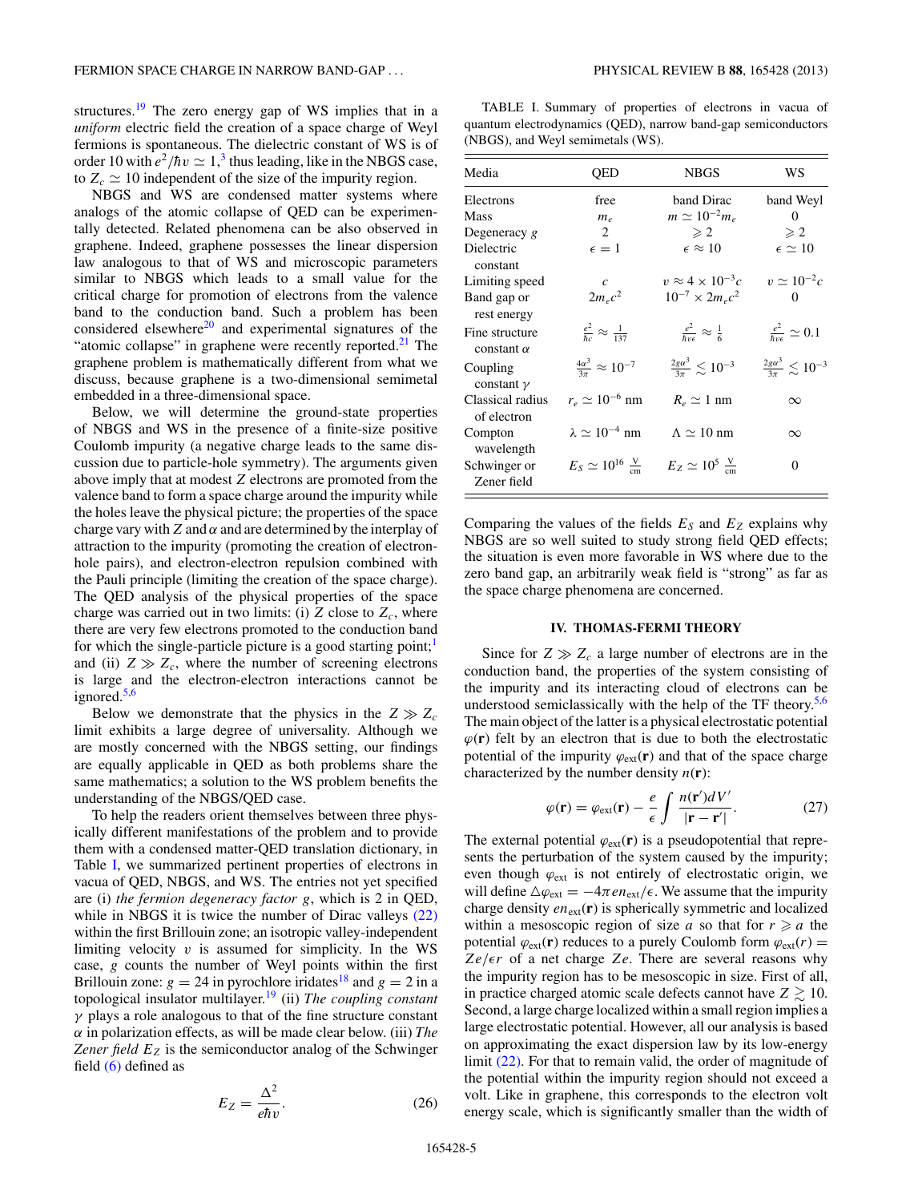structures.[19] The zero energy gap of WS implies that in a *uniform* electric field the creation of a space charge of Weyl fermions is spontaneous. The dielectric constant of WS is of order 10 with $e^2/\hbar v \simeq 1$,[3] thus leading, like in the NBGS case, to $Z_c \simeq 10$ independent of the size of the impurity region.

NBGS and WS are condensed matter systems where analogs of the atomic collapse of QED can be experimentally detected. Related phenomena can be also observed in graphene. Indeed, graphene possesses the linear dispersion law analogous to that of WS and microscopic parameters similar to NBGS which leads to a small value for the critical charge for promotion of electrons from the valence band to the conduction band. Such a problem has been considered elsewhere[20] and experimental signatures of the "atomic collapse" in graphene were recently reported.[21] The graphene problem is mathematically different from what we discuss, because graphene is a two-dimensional semimetal embedded in a three-dimensional space.

Below, we will determine the ground-state properties of NBGS and WS in the presence of a finite-size positive Coulomb impurity (a negative charge leads to the same discussion due to particle-hole symmetry). The arguments given above imply that at modest $Z$ electrons are promoted from the valence band to form a space charge around the impurity while the holes leave the physical picture; the properties of the space charge vary with $Z$ and $\alpha$ and are determined by the interplay of attraction to the impurity (promoting the creation of electron-hole pairs), and electron-electron repulsion combined with the Pauli principle (limiting the creation of the space charge). The QED analysis of the physical properties of the space charge was carried out in two limits: (i) $Z$ close to $Z_c$, where there are very few electrons promoted to the conduction band for which the single-particle picture is a good starting point;[1] and (ii) $Z \gg Z_c$, where the number of screening electrons is large and the electron-electron interactions cannot be ignored.[5,6]

Below we demonstrate that the physics in the $Z \gg Z_c$ limit exhibits a large degree of universality. Although we are mostly concerned with the NBGS setting, our findings are equally applicable in QED as both problems share the same mathematics; a solution to the WS problem benefits the understanding of the NBGS/QED case.

To help the readers orient themselves between three physically different manifestations of the problem and to provide them with a condensed matter-QED translation dictionary, in Table I, we summarized pertinent properties of electrons in vacua of QED, NBGS, and WS. The entries not yet specified are (i) *the fermion degeneracy factor* $g$, which is 2 in QED, while in NBGS it is twice the number of Dirac valleys (22) within the first Brillouin zone; an isotropic valley-independent limiting velocity $v$ is assumed for simplicity. In the WS case, $g$ counts the number of Weyl points within the first Brillouin zone: $g = 24$ in pyrochlore iridates[18] and $g = 2$ in a topological insulator multilayer.[19] (ii) *The coupling constant* $\gamma$ plays a role analogous to that of the fine structure constant $\alpha$ in polarization effects, as will be made clear below. (iii) *The Zener field* $E_Z$ is the semiconductor analog of the Schwinger field (6) defined as

$$E_Z = \frac{\Delta^2}{e\hbar v}. \tag{26}$$

TABLE I. Summary of properties of electrons in vacua of quantum electrodynamics (QED), narrow band-gap semiconductors (NBGS), and Weyl semimetals (WS).

| Media | QED | NBGS | WS |
|---|---|---|---|
| Electrons | free | band Dirac | band Weyl |
| Mass | $m_e$ | $m \simeq 10^{-2} m_e$ | 0 |
| Degeneracy $g$ | 2 | $\geqslant 2$ | $\geqslant 2$ |
| Dielectric constant | $\epsilon = 1$ | $\epsilon \approx 10$ | $\epsilon \simeq 10$ |
| Limiting speed | $c$ | $v \approx 4 \times 10^{-3} c$ | $v \simeq 10^{-2} c$ |
| Band gap or rest energy | $2m_e c^2$ | $10^{-7} \times 2m_e c^2$ | 0 |
| Fine structure constant $\alpha$ | $\frac{e^2}{\hbar c} \approx \frac{1}{137}$ | $\frac{e^2}{\hbar v \epsilon} \approx \frac{1}{6}$ | $\frac{e^2}{\hbar v \epsilon} \simeq 0.1$ |
| Coupling constant $\gamma$ | $\frac{4\alpha^3}{3\pi} \approx 10^{-7}$ | $\frac{2g\alpha^3}{3\pi} \lesssim 10^{-3}$ | $\frac{2g\alpha^3}{3\pi} \lesssim 10^{-3}$ |
| Classical radius of electron | $r_e \simeq 10^{-6}$ nm | $R_e \simeq 1$ nm | $\infty$ |
| Compton wavelength | $\lambda \simeq 10^{-4}$ nm | $\Lambda \simeq 10$ nm | $\infty$ |
| Schwinger or Zener field | $E_S \simeq 10^{16}\ \frac{\text{V}}{\text{cm}}$ | $E_Z \simeq 10^{5}\ \frac{\text{V}}{\text{cm}}$ | 0 |

Comparing the values of the fields $E_S$ and $E_Z$ explains why NBGS are so well suited to study strong field QED effects; the situation is even more favorable in WS where due to the zero band gap, an arbitrarily weak field is "strong" as far as the space charge phenomena are concerned.

## IV. THOMAS-FERMI THEORY

Since for $Z \gg Z_c$ a large number of electrons are in the conduction band, the properties of the system consisting of the impurity and its interacting cloud of electrons can be understood semiclassically with the help of the TF theory.[5,6] The main object of the latter is a physical electrostatic potential $\varphi(\mathbf{r})$ felt by an electron that is due to both the electrostatic potential of the impurity $\varphi_{\text{ext}}(\mathbf{r})$ and that of the space charge characterized by the number density $n(\mathbf{r})$:

$$\varphi(\mathbf{r}) = \varphi_{\text{ext}}(\mathbf{r}) - \frac{e}{\epsilon} \int \frac{n(\mathbf{r}')dV'}{|\mathbf{r} - \mathbf{r}'|}. \tag{27}$$

The external potential $\varphi_{\text{ext}}(\mathbf{r})$ is a pseudopotential that represents the perturbation of the system caused by the impurity; even though $\varphi_{\text{ext}}$ is not entirely of electrostatic origin, we will define $\triangle \varphi_{\text{ext}} = -4\pi e n_{\text{ext}}/\epsilon$. We assume that the impurity charge density $e n_{\text{ext}}(\mathbf{r})$ is spherically symmetric and localized within a mesoscopic region of size $a$ so that for $r \geqslant a$ the potential $\varphi_{\text{ext}}(\mathbf{r})$ reduces to a purely Coulomb form $\varphi_{\text{ext}}(r) = Ze/\epsilon r$ of a net charge $Ze$. There are several reasons why the impurity region has to be mesoscopic in size. First of all, in practice charged atomic scale defects cannot have $Z \gtrsim 10$. Second, a large charge localized within a small region implies a large electrostatic potential. However, all our analysis is based on approximating the exact dispersion law by its low-energy limit (22). For that to remain valid, the order of magnitude of the potential within the impurity region should not exceed a volt. Like in graphene, this corresponds to the electron volt energy scale, which is significantly smaller than the width of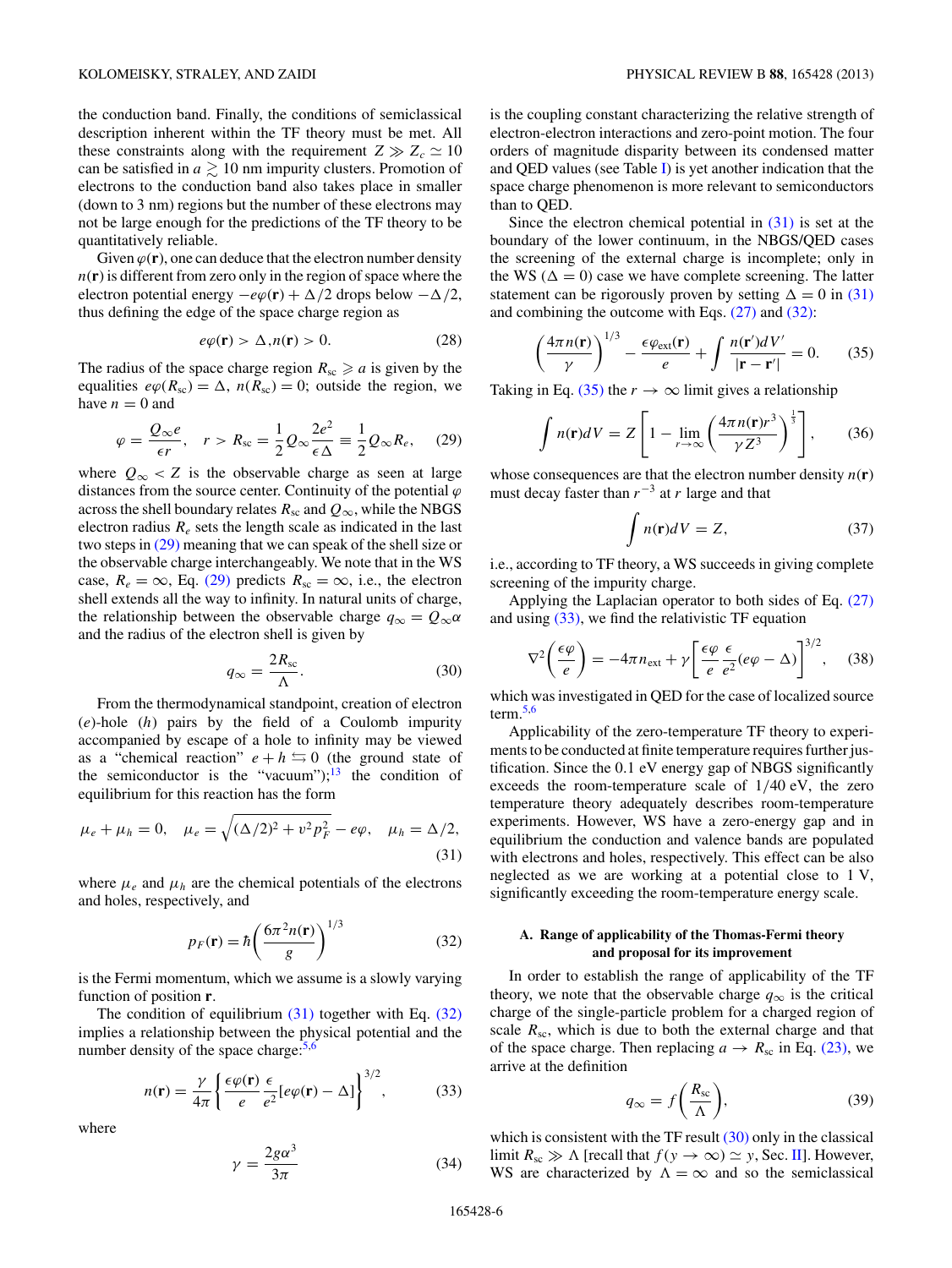the conduction band. Finally, the conditions of semiclassical description inherent within the TF theory must be met. All these constraints along with the requirement $Z \gg Z_c \simeq 10$ can be satisfied in $a \gtrsim 10$ nm impurity clusters. Promotion of electrons to the conduction band also takes place in smaller (down to 3 nm) regions but the number of these electrons may not be large enough for the predictions of the TF theory to be quantitatively reliable.

Given $\varphi(\mathbf{r})$, one can deduce that the electron number density $n(\mathbf{r})$ is different from zero only in the region of space where the electron potential energy $-e\varphi(\mathbf{r}) + \Delta/2$ drops below $-\Delta/2$, thus defining the edge of the space charge region as

$$e\varphi(\mathbf{r}) > \Delta, n(\mathbf{r}) > 0. \tag{28}$$

The radius of the space charge region $R_{sc} \geqslant a$ is given by the equalities $e\varphi(R_{sc}) = \Delta$, $n(R_{sc}) = 0$; outside the region, we have $n = 0$ and

$$\varphi = \frac{Q_\infty e}{\epsilon r}, \quad r > R_{sc} = \frac{1}{2} Q_\infty \frac{2e^2}{\epsilon \Delta} \equiv \frac{1}{2} Q_\infty R_e, \tag{29}$$

where $Q_\infty < Z$ is the observable charge as seen at large distances from the source center. Continuity of the potential $\varphi$ across the shell boundary relates $R_{sc}$ and $Q_\infty$, while the NBGS electron radius $R_e$ sets the length scale as indicated in the last two steps in (29) meaning that we can speak of the shell size or the observable charge interchangeably. We note that in the WS case, $R_e = \infty$, Eq. (29) predicts $R_{sc} = \infty$, i.e., the electron shell extends all the way to infinity. In natural units of charge, the relationship between the observable charge $q_\infty = Q_\infty \alpha$ and the radius of the electron shell is given by

$$q_\infty = \frac{2R_{sc}}{\Lambda}. \tag{30}$$

From the thermodynamical standpoint, creation of electron ($e$)-hole ($h$) pairs by the field of a Coulomb impurity accompanied by escape of a hole to infinity may be viewed as a "chemical reaction" $e + h \leftrightarrows 0$ (the ground state of the semiconductor is the "vacuum");[13] the condition of equilibrium for this reaction has the form

$$\mu_e + \mu_h = 0, \quad \mu_e = \sqrt{(\Delta/2)^2 + v^2 p_F^2} - e\varphi, \quad \mu_h = \Delta/2, \tag{31}$$

where $\mu_e$ and $\mu_h$ are the chemical potentials of the electrons and holes, respectively, and

$$p_F(\mathbf{r}) = \hbar \left( \frac{6\pi^2 n(\mathbf{r})}{g} \right)^{1/3} \tag{32}$$

is the Fermi momentum, which we assume is a slowly varying function of position $\mathbf{r}$.

The condition of equilibrium (31) together with Eq. (32) implies a relationship between the physical potential and the number density of the space charge:[5,6]

$$n(\mathbf{r}) = \frac{\gamma}{4\pi} \left\{ \frac{\epsilon\varphi(\mathbf{r})}{e} \frac{\epsilon}{e^2} [e\varphi(\mathbf{r}) - \Delta] \right\}^{3/2}, \tag{33}$$

where

$$\gamma = \frac{2g\alpha^3}{3\pi} \tag{34}$$

is the coupling constant characterizing the relative strength of electron-electron interactions and zero-point motion. The four orders of magnitude disparity between its condensed matter and QED values (see Table I) is yet another indication that the space charge phenomenon is more relevant to semiconductors than to QED.

Since the electron chemical potential in (31) is set at the boundary of the lower continuum, in the NBGS/QED cases the screening of the external charge is incomplete; only in the WS ($\Delta = 0$) case we have complete screening. The latter statement can be rigorously proven by setting $\Delta = 0$ in (31) and combining the outcome with Eqs. (27) and (32):

$$\left( \frac{4\pi n(\mathbf{r})}{\gamma} \right)^{1/3} - \frac{\epsilon\varphi_{ext}(\mathbf{r})}{e} + \int \frac{n(\mathbf{r}')dV'}{|\mathbf{r} - \mathbf{r}'|} = 0. \tag{35}$$

Taking in Eq. (35) the $r \to \infty$ limit gives a relationship

$$\int n(\mathbf{r})dV = Z \left[ 1 - \lim_{r\to\infty} \left( \frac{4\pi n(\mathbf{r}) r^3}{\gamma Z^3} \right)^{\frac{1}{3}} \right], \tag{36}$$

whose consequences are that the electron number density $n(\mathbf{r})$ must decay faster than $r^{-3}$ at $r$ large and that

$$\int n(\mathbf{r})dV = Z, \tag{37}$$

i.e., according to TF theory, a WS succeeds in giving complete screening of the impurity charge.

Applying the Laplacian operator to both sides of Eq. (27) and using (33), we find the relativistic TF equation

$$\nabla^2 \left( \frac{\epsilon\varphi}{e} \right) = -4\pi n_{ext} + \gamma \left[ \frac{\epsilon\varphi}{e} \frac{\epsilon}{e^2} (e\varphi - \Delta) \right]^{3/2}, \tag{38}$$

which was investigated in QED for the case of localized source term.[5,6]

Applicability of the zero-temperature TF theory to experiments to be conducted at finite temperature requires further justification. Since the 0.1 eV energy gap of NBGS significantly exceeds the room-temperature scale of 1/40 eV, the zero temperature theory adequately describes room-temperature experiments. However, WS have a zero-energy gap and in equilibrium the conduction and valence bands are populated with electrons and holes, respectively. This effect can be also neglected as we are working at a potential close to 1 V, significantly exceeding the room-temperature energy scale.

### A. Range of applicability of the Thomas-Fermi theory and proposal for its improvement

In order to establish the range of applicability of the TF theory, we note that the observable charge $q_\infty$ is the critical charge of the single-particle problem for a charged region of scale $R_{sc}$, which is due to both the external charge and that of the space charge. Then replacing $a \to R_{sc}$ in Eq. (23), we arrive at the definition

$$q_\infty = f\left( \frac{R_{sc}}{\Lambda} \right), \tag{39}$$

which is consistent with the TF result (30) only in the classical limit $R_{sc} \gg \Lambda$ [recall that $f(y \to \infty) \simeq y$, Sec. II]. However, WS are characterized by $\Lambda = \infty$ and so the semiclassical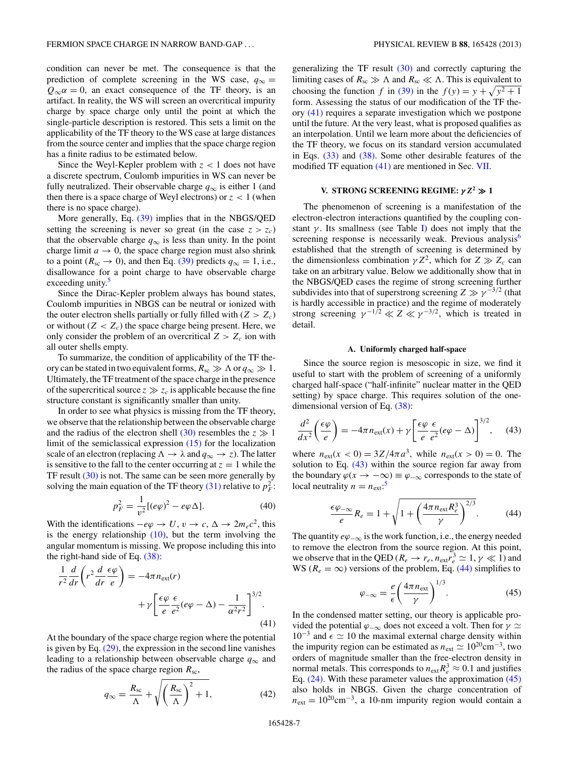condition can never be met. The consequence is that the prediction of complete screening in the WS case, $q_\infty = Q_\infty \alpha = 0$, an exact consequence of the TF theory, is an artifact. In reality, the WS will screen an overcritical impurity charge by space charge only until the point at which the single-particle description is restored. This sets a limit on the applicability of the TF theory to the WS case at large distances from the source center and implies that the space charge region has a finite radius to be estimated below.

Since the Weyl-Kepler problem with $z < 1$ does not have a discrete spectrum, Coulomb impurities in WS can never be fully neutralized. Their observable charge $q_\infty$ is either 1 (and then there is a space charge of Weyl electrons) or $z < 1$ (when there is no space charge).

More generally, Eq. (39) implies that in the NBGS/QED setting the screening is never so great (in the case $z > z_c$) that the observable charge $q_\infty$ is less than unity. In the point charge limit $a \to 0$, the space charge region must also shrink to a point ($R_{sc} \to 0$), and then Eq. (39) predicts $q_\infty = 1$, i.e., disallowance for a point charge to have observable charge exceeding unity.[5]

Since the Dirac-Kepler problem always has bound states, Coulomb impurities in NBGS can be neutral or ionized with the outer electron shells partially or fully filled with ($Z > Z_c$) or without ($Z < Z_c$) the space charge being present. Here, we only consider the problem of an overcritical $Z > Z_c$ ion with all outer shells empty.

To summarize, the condition of applicability of the TF theory can be stated in two equivalent forms, $R_{sc} \gg \Lambda$ or $q_\infty \gg 1$. Ultimately, the TF treatment of the space charge in the presence of the supercritical source $z \gg z_c$ is applicable because the fine structure constant is significantly smaller than unity.

In order to see what physics is missing from the TF theory, we observe that the relationship between the observable charge and the radius of the electron shell (30) resembles the $z \gg 1$ limit of the semiclassical expression (15) for the localization scale of an electron (replacing $\Lambda \to \lambda$ and $q_\infty \to z$). The latter is sensitive to the fall to the center occurring at $z = 1$ while the TF result (30) is not. The same can be seen more generally by solving the main equation of the TF theory (31) relative to $p_F^2$:

$$p_F^2 = \frac{1}{v^2}[(e\varphi)^2 - e\varphi\Delta]. \tag{40}$$

With the identifications $-e\varphi \to U$, $v \to c$, $\Delta \to 2m_e c^2$, this is the energy relationship (10), but the term involving the angular momentum is missing. We propose including this into the right-hand side of Eq. (38):

$$\frac{1}{r^2}\frac{d}{dr}\left(r^2\frac{d}{dr}\frac{\epsilon\varphi}{e}\right) = -4\pi n_{ext}(r) + \gamma\left[\frac{\epsilon\varphi}{e}\frac{\epsilon}{e^2}(e\varphi - \Delta) - \frac{1}{\alpha^2 r^2}\right]^{3/2}. \tag{41}$$

At the boundary of the space charge region where the potential is given by Eq. (29), the expression in the second line vanishes leading to a relationship between observable charge $q_\infty$ and the radius of the space charge region $R_{sc}$,

$$q_\infty = \frac{R_{sc}}{\Lambda} + \sqrt{\left(\frac{R_{sc}}{\Lambda}\right)^2 + 1}, \tag{42}$$

generalizing the TF result (30) and correctly capturing the limiting cases of $R_{sc} \gg \Lambda$ and $R_{sc} \ll \Lambda$. This is equivalent to choosing the function $f$ in (39) in the $f(y) = y + \sqrt{y^2+1}$ form. Assessing the status of our modification of the TF theory (41) requires a separate investigation which we postpone until the future. At the very least, what is proposed qualifies as an interpolation. Until we learn more about the deficiencies of the TF theory, we focus on its standard version accumulated in Eqs. (33) and (38). Some other desirable features of the modified TF equation (41) are mentioned in Sec. VII.

## V. STRONG SCREENING REGIME: $\gamma Z^2 \gg 1$

The phenomenon of screening is a manifestation of the electron-electron interactions quantified by the coupling constant $\gamma$. Its smallness (see Table I) does not imply that the screening response is necessarily weak. Previous analysis[6] established that the strength of screening is determined by the dimensionless combination $\gamma Z^2$, which for $Z \gg Z_c$ can take on an arbitrary value. Below we additionally show that in the NBGS/QED cases the regime of strong screening further subdivides into that of superstrong screening $Z \gg \gamma^{-3/2}$ (that is hardly accessible in practice) and the regime of moderately strong screening $\gamma^{-1/2} \ll Z \ll \gamma^{-3/2}$, which is treated in detail.

### A. Uniformly charged half-space

Since the source region is mesoscopic in size, we find it useful to start with the problem of screening of a uniformly charged half-space ("half-infinite" nuclear matter in the QED setting) by space charge. This requires solution of the one-dimensional version of Eq. (38):

$$\frac{d^2}{dx^2}\left(\frac{\epsilon\varphi}{e}\right) = -4\pi n_{ext}(x) + \gamma\left[\frac{\epsilon\varphi}{e}\frac{\epsilon}{e^2}(e\varphi - \Delta)\right]^{3/2}, \tag{43}$$

where $n_{ext}(x<0) = 3Z/4\pi a^3$, while $n_{ext}(x>0) = 0$. The solution to Eq. (43) within the source region far away from the boundary $\varphi(x \to -\infty) \equiv \varphi_{-\infty}$ corresponds to the state of local neutrality $n = n_{ext}$:[5]

$$\frac{\epsilon\varphi_{-\infty}}{e}R_e = 1 + \sqrt{1 + \left(\frac{4\pi n_{ext}R_e^3}{\gamma}\right)^{2/3}}. \tag{44}$$

The quantity $e\varphi_{-\infty}$ is the work function, i.e., the energy needed to remove the electron from the source region. At this point, we observe that in the QED ($R_e \to r_e$, $n_{ext}r_e^3 \simeq 1$, $\gamma \ll 1$) and WS ($R_e = \infty$) versions of the problem, Eq. (44) simplifies to

$$\varphi_{-\infty} = \frac{e}{\epsilon}\left(\frac{4\pi n_{ext}}{\gamma}\right)^{1/3}. \tag{45}$$

In the condensed matter setting, our theory is applicable provided the potential $\varphi_{-\infty}$ does not exceed a volt. Then for $\gamma \simeq 10^{-3}$ and $\epsilon \simeq 10$ the maximal external charge density within the impurity region can be estimated as $n_{ext} \simeq 10^{20}\text{cm}^{-3}$, two orders of magnitude smaller than the free-electron density in normal metals. This corresponds to $n_{ext}R_e^3 \approx 0.1$ and justifies Eq. (24). With these parameter values the approximation (45) also holds in NBGS. Given the charge concentration of $n_{ext} = 10^{20}\text{cm}^{-3}$, a 10-nm impurity region would contain a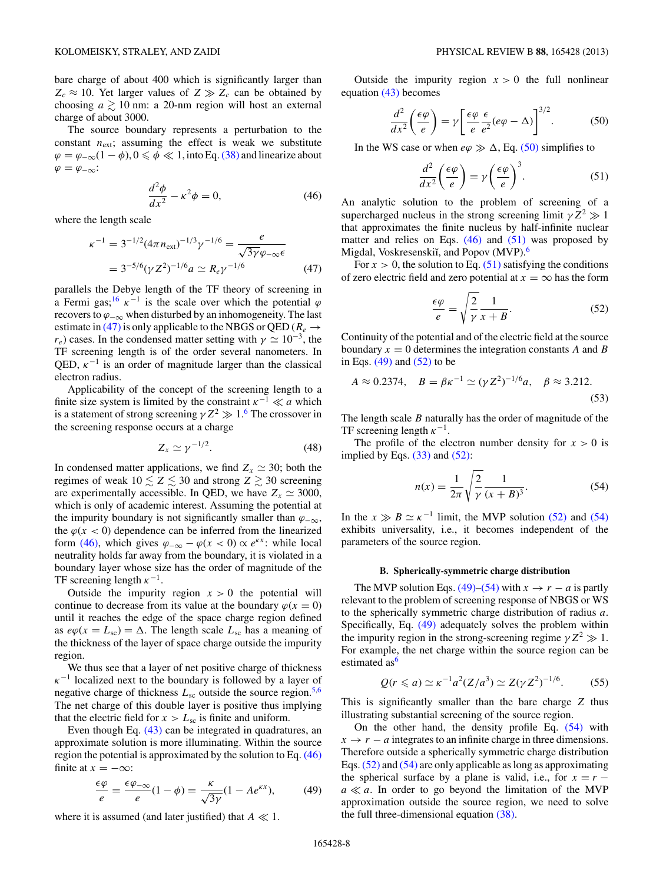bare charge of about 400 which is significantly larger than $Z_c \approx 10$. Yet larger values of $Z \gg Z_c$ can be obtained by choosing $a \gtrsim 10$ nm: a 20-nm region will host an external charge of about 3000.

The source boundary represents a perturbation to the constant $n_{\rm ext}$; assuming the effect is weak we substitute $\varphi = \varphi_{-\infty}(1-\phi), 0 \leqslant \phi \ll 1$, into Eq. (38) and linearize about $\varphi = \varphi_{-\infty}$:

$$\frac{d^2\phi}{dx^2} - \kappa^2\phi = 0, \tag{46}$$

where the length scale

$$\begin{aligned}\kappa^{-1} &= 3^{-1/2}(4\pi n_{\rm ext})^{-1/3}\gamma^{-1/6} = \frac{e}{\sqrt{3\gamma}\varphi_{-\infty}\epsilon} \\ &= 3^{-5/6}(\gamma Z^2)^{-1/6}a \simeq R_e\gamma^{-1/6}\end{aligned} \tag{47}$$

parallels the Debye length of the TF theory of screening in a Fermi gas;[16] $\kappa^{-1}$ is the scale over which the potential $\varphi$ recovers to $\varphi_{-\infty}$ when disturbed by an inhomogeneity. The last estimate in (47) is only applicable to the NBGS or QED ($R_e \rightarrow r_e$) cases. In the condensed matter setting with $\gamma \simeq 10^{-3}$, the TF screening length is of the order several nanometers. In QED, $\kappa^{-1}$ is an order of magnitude larger than the classical electron radius.

Applicability of the concept of the screening length to a finite size system is limited by the constraint $\kappa^{-1} \ll a$ which is a statement of strong screening $\gamma Z^2 \gg 1$.[6] The crossover in the screening response occurs at a charge

$$Z_x \simeq \gamma^{-1/2}. \tag{48}$$

In condensed matter applications, we find $Z_x \simeq 30$; both the regimes of weak $10 \lesssim Z \lesssim 30$ and strong $Z \gtrsim 30$ screening are experimentally accessible. In QED, we have $Z_x \simeq 3000$, which is only of academic interest. Assuming the potential at the impurity boundary is not significantly smaller than $\varphi_{-\infty}$, the $\varphi(x<0)$ dependence can be inferred from the linearized form (46), which gives $\varphi_{-\infty} - \varphi(x<0) \propto e^{\kappa x}$: while local neutrality holds far away from the boundary, it is violated in a boundary layer whose size has the order of magnitude of the TF screening length $\kappa^{-1}$.

Outside the impurity region $x > 0$ the potential will continue to decrease from its value at the boundary $\varphi(x=0)$ until it reaches the edge of the space charge region defined as $e\varphi(x = L_{\rm sc}) = \Delta$. The length scale $L_{\rm sc}$ has a meaning of the thickness of the layer of space charge outside the impurity region.

We thus see that a layer of net positive charge of thickness $\kappa^{-1}$ localized next to the boundary is followed by a layer of negative charge of thickness $L_{\rm sc}$ outside the source region.[5,6] The net charge of this double layer is positive thus implying that the electric field for $x > L_{\rm sc}$ is finite and uniform.

Even though Eq. (43) can be integrated in quadratures, an approximate solution is more illuminating. Within the source region the potential is approximated by the solution to Eq. (46) finite at $x = -\infty$:

$$\frac{\epsilon\varphi}{e} = \frac{\epsilon\varphi_{-\infty}}{e}(1-\phi) = \frac{\kappa}{\sqrt{3\gamma}}(1 - Ae^{\kappa x}), \tag{49}$$

where it is assumed (and later justified) that $A \ll 1$.

Outside the impurity region $x > 0$ the full nonlinear equation (43) becomes

$$\frac{d^2}{dx^2}\left(\frac{\epsilon\varphi}{e}\right) = \gamma\left[\frac{\epsilon\varphi}{e}\frac{\epsilon}{e^2}(e\varphi - \Delta)\right]^{3/2}. \tag{50}$$

In the WS case or when $e\varphi \gg \Delta$, Eq. (50) simplifies to

$$\frac{d^2}{dx^2}\left(\frac{\epsilon\varphi}{e}\right) = \gamma\left(\frac{\epsilon\varphi}{e}\right)^3. \tag{51}$$

An analytic solution to the problem of screening of a supercharged nucleus in the strong screening limit $\gamma Z^2 \gg 1$ that approximates the finite nucleus by half-infinite nuclear matter and relies on Eqs. (46) and (51) was proposed by Migdal, Voskresenskiĭ, and Popov (MVP).[6]

For $x > 0$, the solution to Eq. (51) satisfying the conditions of zero electric field and zero potential at $x = \infty$ has the form

$$\frac{\epsilon\varphi}{e} = \sqrt{\frac{2}{\gamma}}\frac{1}{x+B}. \tag{52}$$

Continuity of the potential and of the electric field at the source boundary $x = 0$ determines the integration constants $A$ and $B$ in Eqs. (49) and (52) to be

$$A \approx 0.2374, \quad B = \beta\kappa^{-1} \simeq (\gamma Z^2)^{-1/6}a, \quad \beta \approx 3.212. \tag{53}$$

The length scale $B$ naturally has the order of magnitude of the TF screening length $\kappa^{-1}$.

The profile of the electron number density for $x > 0$ is implied by Eqs. (33) and (52):

$$n(x) = \frac{1}{2\pi}\sqrt{\frac{2}{\gamma}}\frac{1}{(x+B)^3}. \tag{54}$$

In the $x \gg B \simeq \kappa^{-1}$ limit, the MVP solution (52) and (54) exhibits universality, i.e., it becomes independent of the parameters of the source region.

### B. Spherically-symmetric charge distribution

The MVP solution Eqs. (49)–(54) with $x \rightarrow r - a$ is partly relevant to the problem of screening response of NBGS or WS to the spherically symmetric charge distribution of radius $a$. Specifically, Eq. (49) adequately solves the problem within the impurity region in the strong-screening regime $\gamma Z^2 \gg 1$. For example, the net charge within the source region can be estimated as[6]

$$Q(r \leqslant a) \simeq \kappa^{-1}a^2(Z/a^3) \simeq Z(\gamma Z^2)^{-1/6}. \tag{55}$$

This is significantly smaller than the bare charge $Z$ thus illustrating substantial screening of the source region.

On the other hand, the density profile Eq. (54) with $x \rightarrow r - a$ integrates to an infinite charge in three dimensions. Therefore outside a spherically symmetric charge distribution Eqs. (52) and (54) are only applicable as long as approximating the spherical surface by a plane is valid, i.e., for $x = r - a \ll a$. In order to go beyond the limitation of the MVP approximation outside the source region, we need to solve the full three-dimensional equation (38).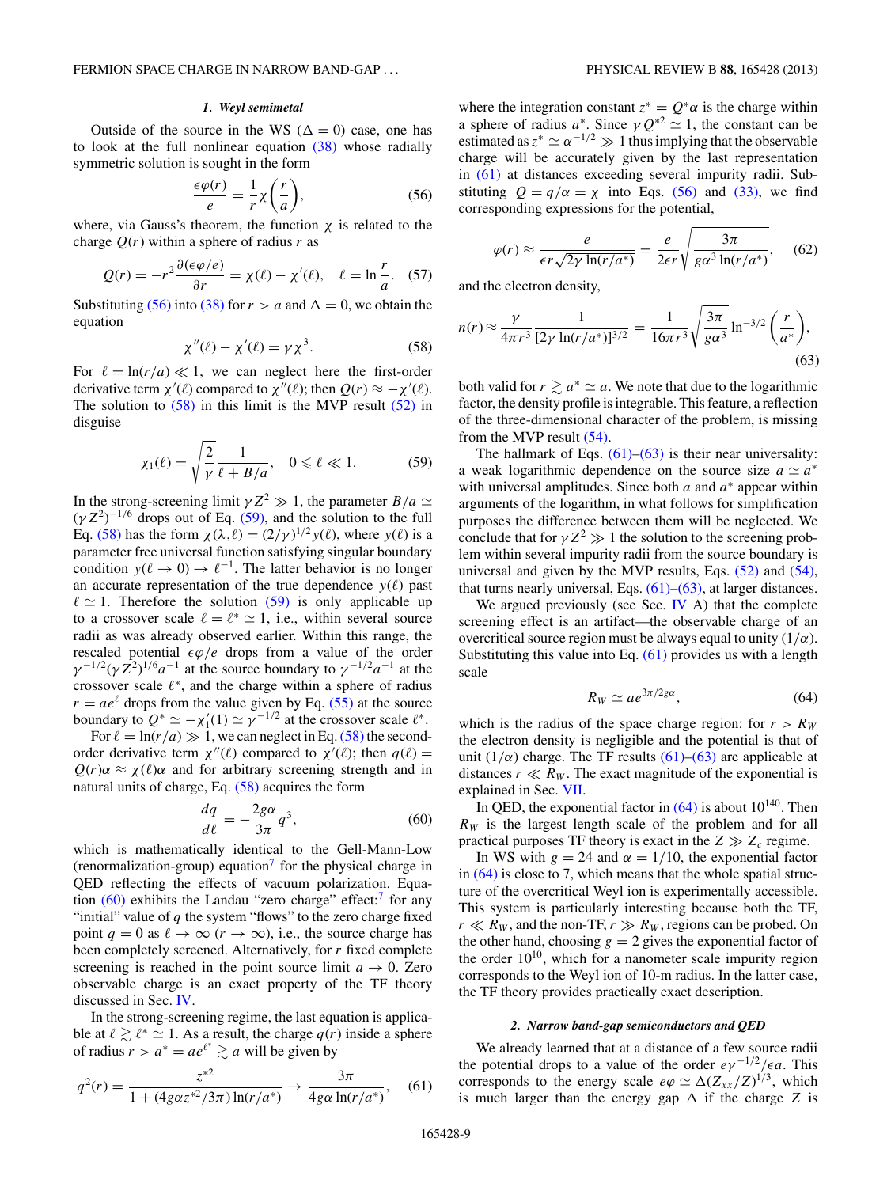### 1. Weyl semimetal

Outside of the source in the WS ($\Delta = 0$) case, one has to look at the full nonlinear equation (38) whose radially symmetric solution is sought in the form

$$\frac{\epsilon\varphi(r)}{e} = \frac{1}{r}\chi\left(\frac{r}{a}\right), \tag{56}$$

where, via Gauss's theorem, the function $\chi$ is related to the charge $Q(r)$ within a sphere of radius $r$ as

$$Q(r) = -r^2\frac{\partial(\epsilon\varphi/e)}{\partial r} = \chi(\ell) - \chi'(\ell), \quad \ell = \ln\frac{r}{a}. \tag{57}$$

Substituting (56) into (38) for $r > a$ and $\Delta = 0$, we obtain the equation

$$\chi''(\ell) - \chi'(\ell) = \gamma\chi^3. \tag{58}$$

For $\ell = \ln(r/a) \ll 1$, we can neglect here the first-order derivative term $\chi'(\ell)$ compared to $\chi''(\ell)$; then $Q(r) \approx -\chi'(\ell)$. The solution to (58) in this limit is the MVP result (52) in disguise

$$\chi_1(\ell) = \sqrt{\frac{2}{\gamma}}\frac{1}{\ell + B/a}, \quad 0 \leqslant \ell \ll 1. \tag{59}$$

In the strong-screening limit $\gamma Z^2 \gg 1$, the parameter $B/a \simeq (\gamma Z^2)^{-1/6}$ drops out of Eq. (59), and the solution to the full Eq. (58) has the form $\chi(\lambda,\ell) = (2/\gamma)^{1/2}y(\ell)$, where $y(\ell)$ is a parameter free universal function satisfying singular boundary condition $y(\ell \to 0) \to \ell^{-1}$. The latter behavior is no longer an accurate representation of the true dependence $y(\ell)$ past $\ell \simeq 1$. Therefore the solution (59) is only applicable up to a crossover scale $\ell = \ell^* \simeq 1$, i.e., within several source radii as was already observed earlier. Within this range, the rescaled potential $\epsilon\varphi/e$ drops from a value of the order $\gamma^{-1/2}(\gamma Z^2)^{1/6}a^{-1}$ at the source boundary to $\gamma^{-1/2}a^{-1}$ at the crossover scale $\ell^*$, and the charge within a sphere of radius $r = ae^{\ell}$ drops from the value given by Eq. (55) at the source boundary to $Q^* \simeq -\chi_1'(1) \simeq \gamma^{-1/2}$ at the crossover scale $\ell^*$.

For $\ell = \ln(r/a) \gg 1$, we can neglect in Eq. (58) the second-order derivative term $\chi''(\ell)$ compared to $\chi'(\ell)$; then $q(\ell) = Q(r)\alpha \approx \chi(\ell)\alpha$ and for arbitrary screening strength and in natural units of charge, Eq. (58) acquires the form

$$\frac{dq}{d\ell} = -\frac{2g\alpha}{3\pi}q^3, \tag{60}$$

which is mathematically identical to the Gell-Mann-Low (renormalization-group) equation[7] for the physical charge in QED reflecting the effects of vacuum polarization. Equation (60) exhibits the Landau "zero charge" effect:[7] for any "initial" value of $q$ the system "flows" to the zero charge fixed point $q = 0$ as $\ell \to \infty$ ($r \to \infty$), i.e., the source charge has been completely screened. Alternatively, for $r$ fixed complete screening is reached in the point source limit $a \to 0$. Zero observable charge is an exact property of the TF theory discussed in Sec. IV.

In the strong-screening regime, the last equation is applicable at $\ell \gtrsim \ell^* \simeq 1$. As a result, the charge $q(r)$ inside a sphere of radius $r > a^* = ae^{\ell^*} \gtrsim a$ will be given by

$$q^2(r) = \frac{z^{*2}}{1 + (4g\alpha z^{*2}/3\pi)\ln(r/a^*)} \to \frac{3\pi}{4g\alpha\ln(r/a^*)}, \tag{61}$$

where the integration constant $z^* = Q^*\alpha$ is the charge within a sphere of radius $a^*$. Since $\gamma Q^{*2} \simeq 1$, the constant can be estimated as $z^* \simeq \alpha^{-1/2} \gg 1$ thus implying that the observable charge will be accurately given by the last representation in (61) at distances exceeding several impurity radii. Substituting $Q = q/\alpha = \chi$ into Eqs. (56) and (33), we find corresponding expressions for the potential,

$$\varphi(r) \approx \frac{e}{\epsilon r\sqrt{2\gamma\ln(r/a^*)}} = \frac{e}{2\epsilon r}\sqrt{\frac{3\pi}{g\alpha^3\ln(r/a^*)}}, \tag{62}$$

and the electron density,

$$n(r) \approx \frac{\gamma}{4\pi r^3}\frac{1}{[2\gamma\ln(r/a^*)]^{3/2}} = \frac{1}{16\pi r^3}\sqrt{\frac{3\pi}{g\alpha^3}}\ln^{-3/2}\left(\frac{r}{a^*}\right), \tag{63}$$

both valid for $r \gtrsim a^* \simeq a$. We note that due to the logarithmic factor, the density profile is integrable. This feature, a reflection of the three-dimensional character of the problem, is missing from the MVP result (54).

The hallmark of Eqs. (61)–(63) is their near universality: a weak logarithmic dependence on the source size $a \simeq a^*$ with universal amplitudes. Since both $a$ and $a^*$ appear within arguments of the logarithm, in what follows for simplification purposes the difference between them will be neglected. We conclude that for $\gamma Z^2 \gg 1$ the solution to the screening problem within several impurity radii from the source boundary is universal and given by the MVP results, Eqs. (52) and (54), that turns nearly universal, Eqs. (61)–(63), at larger distances.

We argued previously (see Sec. IV A) that the complete screening effect is an artifact—the observable charge of an overcritical source region must be always equal to unity ($1/\alpha$). Substituting this value into Eq. (61) provides us with a length scale

$$R_W \simeq ae^{3\pi/2g\alpha}, \tag{64}$$

which is the radius of the space charge region: for $r > R_W$ the electron density is negligible and the potential is that of unit ($1/\alpha$) charge. The TF results (61)–(63) are applicable at distances $r \ll R_W$. The exact magnitude of the exponential is explained in Sec. VII.

In QED, the exponential factor in (64) is about $10^{140}$. Then $R_W$ is the largest length scale of the problem and for all practical purposes TF theory is exact in the $Z \gg Z_c$ regime.

In WS with $g = 24$ and $\alpha = 1/10$, the exponential factor in (64) is close to 7, which means that the whole spatial structure of the overcritical Weyl ion is experimentally accessible. This system is particularly interesting because both the TF, $r \ll R_W$, and the non-TF, $r \gg R_W$, regions can be probed. On the other hand, choosing $g = 2$ gives the exponential factor of the order $10^{10}$, which for a nanometer scale impurity region corresponds to the Weyl ion of 10-m radius. In the latter case, the TF theory provides practically exact description.

### 2. Narrow band-gap semiconductors and QED

We already learned that at a distance of a few source radii the potential drops to a value of the order $e\gamma^{-1/2}/\epsilon a$. This corresponds to the energy scale $e\varphi \simeq \Delta(Z_{xx}/Z)^{1/3}$, which is much larger than the energy gap $\Delta$ if the charge $Z$ is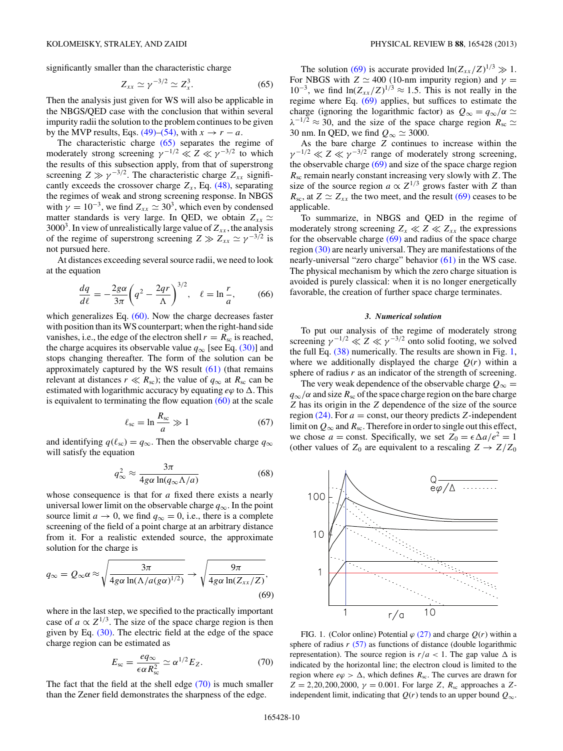significantly smaller than the characteristic charge

$$Z_{xx} \simeq \gamma^{-3/2} \simeq Z_x^3. \tag{65}$$

Then the analysis just given for WS will also be applicable in the NBGS/QED case with the conclusion that within several impurity radii the solution to the problem continues to be given by the MVP results, Eqs. (49)–(54), with $x \to r - a$.

The characteristic charge (65) separates the regime of moderately strong screening $\gamma^{-1/2} \ll Z \ll \gamma^{-3/2}$ to which the results of this subsection apply, from that of superstrong screening $Z \gg \gamma^{-3/2}$. The characteristic charge $Z_{xx}$ significantly exceeds the crossover charge $Z_x$, Eq. (48), separating the regimes of weak and strong screening response. In NBGS with $\gamma = 10^{-3}$, we find $Z_{xx} \simeq 30^3$, which even by condensed matter standards is very large. In QED, we obtain $Z_{xx} \simeq 3000^3$. In view of unrealistically large value of $Z_{xx}$, the analysis of the regime of superstrong screening $Z \gg Z_{xx} \simeq \gamma^{-3/2}$ is not pursued here.

At distances exceeding several source radii, we need to look at the equation

$$\frac{dq}{d\ell} = -\frac{2g\alpha}{3\pi}\left(q^2 - \frac{2qr}{\Lambda}\right)^{3/2}, \quad \ell = \ln\frac{r}{a}, \tag{66}$$

which generalizes Eq. (60). Now the charge decreases faster with position than its WS counterpart; when the right-hand side vanishes, i.e., the edge of the electron shell $r = R_{sc}$ is reached, the charge acquires its observable value $q_\infty$ [see Eq. (30)] and stops changing thereafter. The form of the solution can be approximately captured by the WS result (61) (that remains relevant at distances $r \ll R_{sc}$); the value of $q_\infty$ at $R_{sc}$ can be estimated with logarithmic accuracy by equating $e\varphi$ to $\Delta$. This is equivalent to terminating the flow equation (60) at the scale

$$\ell_{sc} = \ln\frac{R_{sc}}{a} \gg 1 \tag{67}$$

and identifying $q(\ell_{sc}) = q_\infty$. Then the observable charge $q_\infty$ will satisfy the equation

$$q_\infty^2 \approx \frac{3\pi}{4g\alpha \ln(q_\infty \Lambda/a)} \tag{68}$$

whose consequence is that for $a$ fixed there exists a nearly universal lower limit on the observable charge $q_\infty$. In the point source limit $a \to 0$, we find $q_\infty = 0$, i.e., there is a complete screening of the field of a point charge at an arbitrary distance from it. For a realistic extended source, the approximate solution for the charge is

$$q_\infty = Q_\infty \alpha \approx \sqrt{\frac{3\pi}{4g\alpha \ln(\Lambda/a(g\alpha)^{1/2})}} \to \sqrt{\frac{9\pi}{4g\alpha \ln(Z_{xx}/Z)}}, \tag{69}$$

where in the last step, we specified to the practically important case of $a \propto Z^{1/3}$. The size of the space charge region is then given by Eq. (30). The electric field at the edge of the space charge region can be estimated as

$$E_{sc} = \frac{eq_\infty}{\epsilon \alpha R_{sc}^2} \simeq \alpha^{1/2} E_Z. \tag{70}$$

The fact that the field at the shell edge (70) is much smaller than the Zener field demonstrates the sharpness of the edge.

The solution (69) is accurate provided $\ln(Z_{xx}/Z)^{1/3} \gg 1$. For NBGS with $Z \simeq 400$ (10-nm impurity region) and $\gamma = 10^{-3}$, we find $\ln(Z_{xx}/Z)^{1/3} \approx 1.5$. This is not really in the regime where Eq. (69) applies, but suffices to estimate the charge (ignoring the logarithmic factor) as $Q_\infty = q_\infty/\alpha \simeq \lambda^{-1/2} \approx 30$, and the size of the space charge region $R_{sc} \simeq 30$ nm. In QED, we find $Q_\infty \simeq 3000$.

As the bare charge $Z$ continues to increase within the $\gamma^{-1/2} \ll Z \ll \gamma^{-3/2}$ range of moderately strong screening, the observable charge (69) and size of the space charge region $R_{sc}$ remain nearly constant increasing very slowly with $Z$. The size of the source region $a \propto Z^{1/3}$ grows faster with $Z$ than $R_{sc}$, at $Z \simeq Z_{xx}$ the two meet, and the result (69) ceases to be applicable.

To summarize, in NBGS and QED in the regime of moderately strong screening $Z_x \ll Z \ll Z_{xx}$ the expressions for the observable charge (69) and radius of the space charge region (30) are nearly universal. They are manifestations of the nearly-universal "zero charge" behavior (61) in the WS case. The physical mechanism by which the zero charge situation is avoided is purely classical: when it is no longer energetically favorable, the creation of further space charge terminates.

### 3. Numerical solution

To put our analysis of the regime of moderately strong screening $\gamma^{-1/2} \ll Z \ll \gamma^{-3/2}$ onto solid footing, we solved the full Eq. (38) numerically. The results are shown in Fig. 1, where we additionally displayed the charge $Q(r)$ within a sphere of radius $r$ as an indicator of the strength of screening.

The very weak dependence of the observable charge $Q_\infty = q_\infty/\alpha$ and size $R_{sc}$ of the space charge region on the bare charge $Z$ has its origin in the $Z$ dependence of the size of the source region (24). For $a = \text{const}$, our theory predicts $Z$-independent limit on $Q_\infty$ and $R_{sc}$. Therefore in order to single out this effect, we chose $a = \text{const}$. Specifically, we set $Z_0 = \epsilon \Delta a/e^2 = 1$ (other values of $Z_0$ are equivalent to a rescaling $Z \to Z/Z_0$

FIG. 1. (Color online) Potential $\varphi$ (27) and charge $Q(r)$ within a sphere of radius $r$ (57) as functions of distance (double logarithmic representation). The source region is $r/a < 1$. The gap value $\Delta$ is indicated by the horizontal line; the electron cloud is limited to the region where $e\varphi > \Delta$, which defines $R_{sc}$. The curves are drawn for $Z = 2,20,200,2000$, $\gamma = 0.001$. For large $Z$, $R_{sc}$ approaches a $Z$-independent limit, indicating that $Q(r)$ tends to an upper bound $Q_\infty$.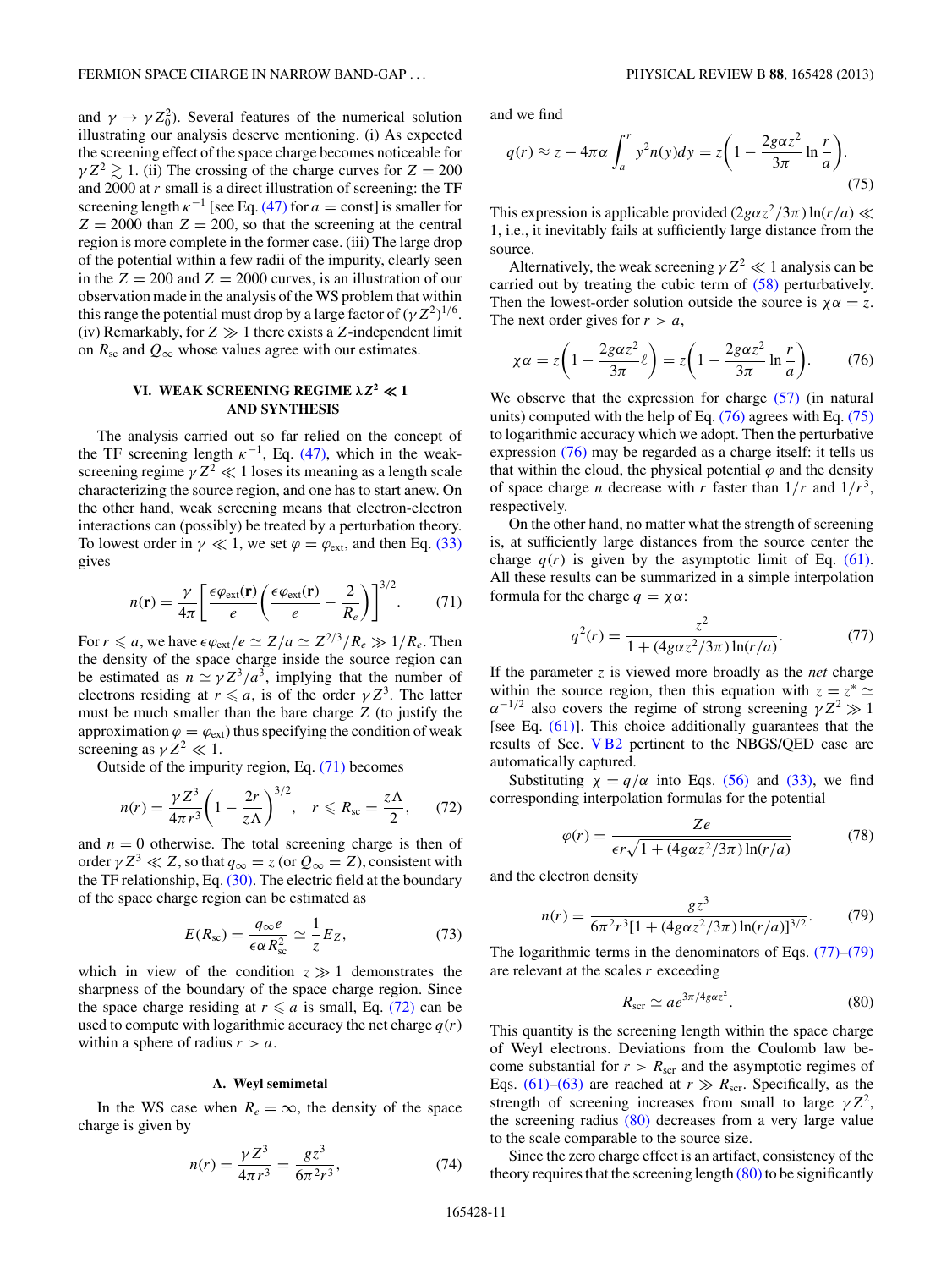and $\gamma \to \gamma Z_0^2$). Several features of the numerical solution illustrating our analysis deserve mentioning. (i) As expected the screening effect of the space charge becomes noticeable for $\gamma Z^2 \gtrsim 1$. (ii) The crossing of the charge curves for $Z = 200$ and 2000 at $r$ small is a direct illustration of screening: the TF screening length $\kappa^{-1}$ [see Eq. (47) for $a = \text{const}$] is smaller for $Z = 2000$ than $Z = 200$, so that the screening at the central region is more complete in the former case. (iii) The large drop of the potential within a few radii of the impurity, clearly seen in the $Z = 200$ and $Z = 2000$ curves, is an illustration of our observation made in the analysis of the WS problem that within this range the potential must drop by a large factor of $(\gamma Z^2)^{1/6}$. (iv) Remarkably, for $Z \gg 1$ there exists a $Z$-independent limit on $R_{\text{sc}}$ and $Q_\infty$ whose values agree with our estimates.

## VI. WEAK SCREENING REGIME $\lambda Z^2 \ll 1$ AND SYNTHESIS

The analysis carried out so far relied on the concept of the TF screening length $\kappa^{-1}$, Eq. (47), which in the weak-screening regime $\gamma Z^2 \ll 1$ loses its meaning as a length scale characterizing the source region, and one has to start anew. On the other hand, weak screening means that electron-electron interactions can (possibly) be treated by a perturbation theory. To lowest order in $\gamma \ll 1$, we set $\varphi = \varphi_{\text{ext}}$, and then Eq. (33) gives

$$n(\mathbf{r}) = \frac{\gamma}{4\pi}\left[\frac{\epsilon\varphi_{\text{ext}}(\mathbf{r})}{e}\left(\frac{\epsilon\varphi_{\text{ext}}(\mathbf{r})}{e} - \frac{2}{R_e}\right)\right]^{3/2}. \tag{71}$$

For $r \leqslant a$, we have $\epsilon\varphi_{\text{ext}}/e \simeq Z/a \simeq Z^{2/3}/R_e \gg 1/R_e$. Then the density of the space charge inside the source region can be estimated as $n \simeq \gamma Z^3/a^3$, implying that the number of electrons residing at $r \leqslant a$, is of the order $\gamma Z^3$. The latter must be much smaller than the bare charge $Z$ (to justify the approximation $\varphi = \varphi_{\text{ext}}$) thus specifying the condition of weak screening as $\gamma Z^2 \ll 1$.

Outside of the impurity region, Eq. (71) becomes

$$n(r) = \frac{\gamma Z^3}{4\pi r^3}\left(1 - \frac{2r}{z\Lambda}\right)^{3/2}, \quad r \leqslant R_{\text{sc}} = \frac{z\Lambda}{2}, \tag{72}$$

and $n = 0$ otherwise. The total screening charge is then of order $\gamma Z^3 \ll Z$, so that $q_\infty = z$ (or $Q_\infty = Z$), consistent with the TF relationship, Eq. (30). The electric field at the boundary of the space charge region can be estimated as

$$E(R_{\text{sc}}) = \frac{q_\infty e}{\epsilon\alpha R_{\text{sc}}^2} \simeq \frac{1}{z}E_Z, \tag{73}$$

which in view of the condition $z \gg 1$ demonstrates the sharpness of the boundary of the space charge region. Since the space charge residing at $r \leqslant a$ is small, Eq. (72) can be used to compute with logarithmic accuracy the net charge $q(r)$ within a sphere of radius $r > a$.

### A. Weyl semimetal

In the WS case when $R_e = \infty$, the density of the space charge is given by

$$n(r) = \frac{\gamma Z^3}{4\pi r^3} = \frac{g z^3}{6\pi^2 r^3}, \tag{74}$$

and we find

$$q(r) \approx z - 4\pi\alpha\int_a^r y^2 n(y)dy = z\left(1 - \frac{2g\alpha z^2}{3\pi}\ln\frac{r}{a}\right). \tag{75}$$

This expression is applicable provided $(2g\alpha z^2/3\pi)\ln(r/a) \ll 1$, i.e., it inevitably fails at sufficiently large distance from the source.

Alternatively, the weak screening $\gamma Z^2 \ll 1$ analysis can be carried out by treating the cubic term of (58) perturbatively. Then the lowest-order solution outside the source is $\chi\alpha = z$. The next order gives for $r > a$,

$$\chi\alpha = z\left(1 - \frac{2g\alpha z^2}{3\pi}\ell\right) = z\left(1 - \frac{2g\alpha z^2}{3\pi}\ln\frac{r}{a}\right). \tag{76}$$

We observe that the expression for charge (57) (in natural units) computed with the help of Eq. (76) agrees with Eq. (75) to logarithmic accuracy which we adopt. Then the perturbative expression (76) may be regarded as a charge itself: it tells us that within the cloud, the physical potential $\varphi$ and the density of space charge $n$ decrease with $r$ faster than $1/r$ and $1/r^3$, respectively.

On the other hand, no matter what the strength of screening is, at sufficiently large distances from the source center the charge $q(r)$ is given by the asymptotic limit of Eq. (61). All these results can be summarized in a simple interpolation formula for the charge $q = \chi\alpha$:

$$q^2(r) = \frac{z^2}{1 + (4g\alpha z^2/3\pi)\ln(r/a)}. \tag{77}$$

If the parameter $z$ is viewed more broadly as the *net* charge within the source region, then this equation with $z = z^* \simeq \alpha^{-1/2}$ also covers the regime of strong screening $\gamma Z^2 \gg 1$ [see Eq. (61)]. This choice additionally guarantees that the results of Sec. V B2 pertinent to the NBGS/QED case are automatically captured.

Substituting $\chi = q/\alpha$ into Eqs. (56) and (33), we find corresponding interpolation formulas for the potential

$$\varphi(r) = \frac{Ze}{\epsilon r\sqrt{1 + (4g\alpha z^2/3\pi)\ln(r/a)}} \tag{78}$$

and the electron density

$$n(r) = \frac{g z^3}{6\pi^2 r^3[1 + (4g\alpha z^2/3\pi)\ln(r/a)]^{3/2}}. \tag{79}$$

The logarithmic terms in the denominators of Eqs. (77)–(79) are relevant at the scales $r$ exceeding

$$R_{\text{scr}} \simeq a e^{3\pi/4g\alpha z^2}. \tag{80}$$

This quantity is the screening length within the space charge of Weyl electrons. Deviations from the Coulomb law become substantial for $r > R_{\text{scr}}$ and the asymptotic regimes of Eqs. (61)–(63) are reached at $r \gg R_{\text{scr}}$. Specifically, as the strength of screening increases from small to large $\gamma Z^2$, the screening radius (80) decreases from a very large value to the scale comparable to the source size.

Since the zero charge effect is an artifact, consistency of the theory requires that the screening length (80) to be significantly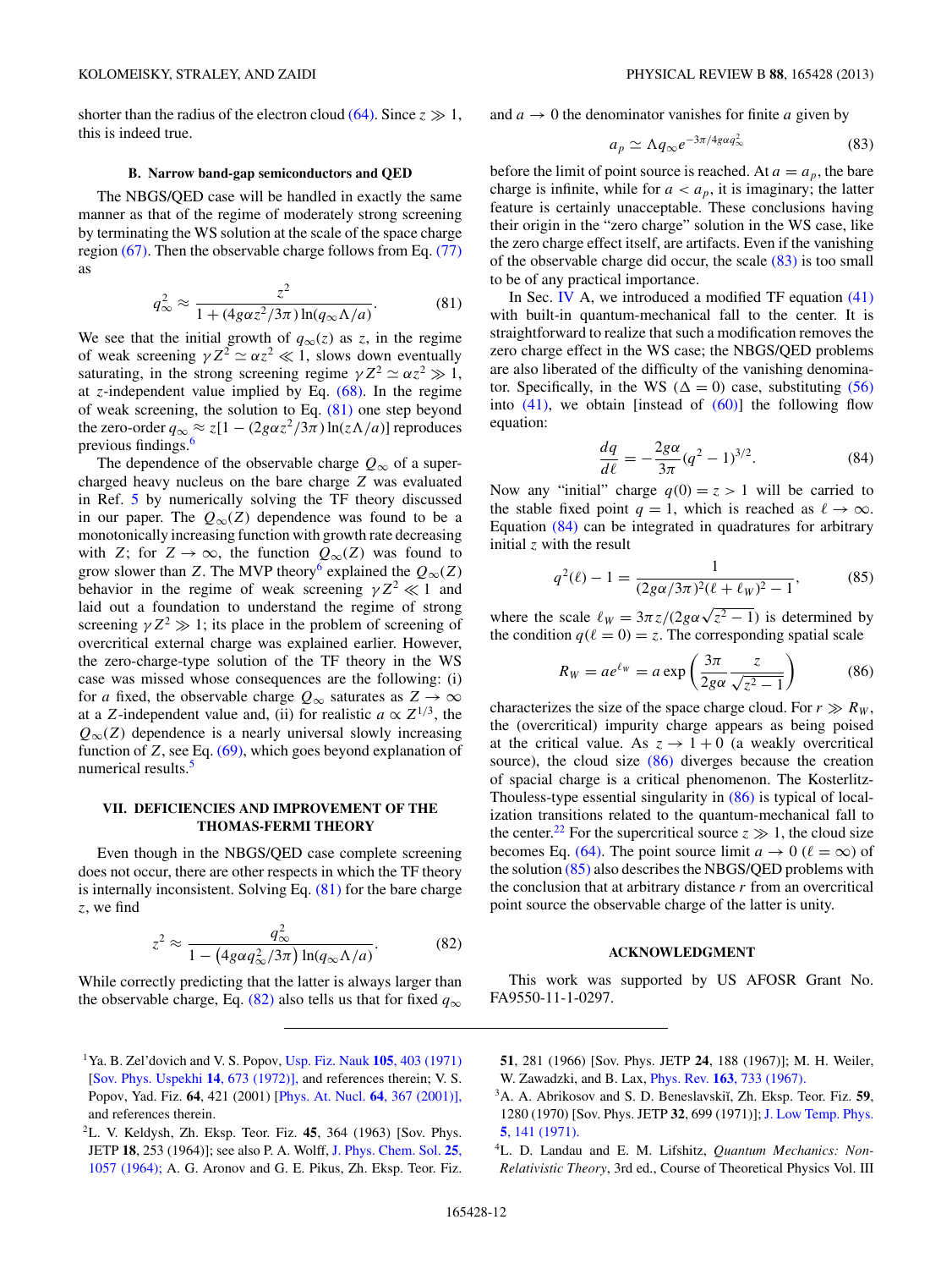shorter than the radius of the electron cloud (64). Since $z \gg 1$, this is indeed true.

### B. Narrow band-gap semiconductors and QED

The NBGS/QED case will be handled in exactly the same manner as that of the regime of moderately strong screening by terminating the WS solution at the scale of the space charge region (67). Then the observable charge follows from Eq. (77) as

$$q_\infty^2 \approx \frac{z^2}{1 + (4g\alpha z^2/3\pi)\ln(q_\infty \Lambda/a)}. \tag{81}$$

We see that the initial growth of $q_\infty(z)$ as $z$, in the regime of weak screening $\gamma Z^2 \simeq \alpha z^2 \ll 1$, slows down eventually saturating, in the strong screening regime $\gamma Z^2 \simeq \alpha z^2 \gg 1$, at $z$-independent value implied by Eq. (68). In the regime of weak screening, the solution to Eq. (81) one step beyond the zero-order $q_\infty \approx z[1 - (2g\alpha z^2/3\pi)\ln(z\Lambda/a)]$ reproduces previous findings.[6]

The dependence of the observable charge $Q_\infty$ of a supercharged heavy nucleus on the bare charge $Z$ was evaluated in Ref. 5 by numerically solving the TF theory discussed in our paper. The $Q_\infty(Z)$ dependence was found to be a monotonically increasing function with growth rate decreasing with $Z$; for $Z \to \infty$, the function $Q_\infty(Z)$ was found to grow slower than $Z$. The MVP theory[6] explained the $Q_\infty(Z)$ behavior in the regime of weak screening $\gamma Z^2 \ll 1$ and laid out a foundation to understand the regime of strong screening $\gamma Z^2 \gg 1$; its place in the problem of screening of overcritical external charge was explained earlier. However, the zero-charge-type solution of the TF theory in the WS case was missed whose consequences are the following: (i) for $a$ fixed, the observable charge $Q_\infty$ saturates as $Z \to \infty$ at a $Z$-independent value and, (ii) for realistic $a \propto Z^{1/3}$, the $Q_\infty(Z)$ dependence is a nearly universal slowly increasing function of $Z$, see Eq. (69), which goes beyond explanation of numerical results.[5]

## VII. DEFICIENCIES AND IMPROVEMENT OF THE THOMAS-FERMI THEORY

Even though in the NBGS/QED case complete screening does not occur, there are other respects in which the TF theory is internally inconsistent. Solving Eq. (81) for the bare charge $z$, we find

$$z^2 \approx \frac{q_\infty^2}{1 - \left(4g\alpha q_\infty^2/3\pi\right)\ln(q_\infty \Lambda/a)}. \tag{82}$$

While correctly predicting that the latter is always larger than the observable charge, Eq. (82) also tells us that for fixed $q_\infty$ and $a \to 0$ the denominator vanishes for finite $a$ given by

$$a_p \simeq \Lambda q_\infty e^{-3\pi/4g\alpha q_\infty^2} \tag{83}$$

before the limit of point source is reached. At $a = a_p$, the bare charge is infinite, while for $a < a_p$, it is imaginary; the latter feature is certainly unacceptable. These conclusions having their origin in the "zero charge" solution in the WS case, like the zero charge effect itself, are artifacts. Even if the vanishing of the observable charge did occur, the scale (83) is too small to be of any practical importance.

In Sec. IV A, we introduced a modified TF equation (41) with built-in quantum-mechanical fall to the center. It is straightforward to realize that such a modification removes the zero charge effect in the WS case; the NBGS/QED problems are also liberated of the difficulty of the vanishing denominator. Specifically, in the WS ($\Delta = 0$) case, substituting (56) into (41), we obtain [instead of (60)] the following flow equation:

$$\frac{dq}{d\ell} = -\frac{2g\alpha}{3\pi}(q^2 - 1)^{3/2}. \tag{84}$$

Now any "initial" charge $q(0) = z > 1$ will be carried to the stable fixed point $q = 1$, which is reached as $\ell \to \infty$. Equation (84) can be integrated in quadratures for arbitrary initial $z$ with the result

$$q^2(\ell) - 1 = \frac{1}{(2g\alpha/3\pi)^2(\ell + \ell_W)^2 - 1}, \tag{85}$$

where the scale $\ell_W = 3\pi z/(2g\alpha\sqrt{z^2 - 1})$ is determined by the condition $q(\ell = 0) = z$. The corresponding spatial scale

$$R_W = a e^{\ell_W} = a \exp\left(\frac{3\pi}{2g\alpha}\frac{z}{\sqrt{z^2 - 1}}\right) \tag{86}$$

characterizes the size of the space charge cloud. For $r \gg R_W$, the (overcritical) impurity charge appears as being poised at the critical value. As $z \to 1 + 0$ (a weakly overcritical source), the cloud size (86) diverges because the creation of spacial charge is a critical phenomenon. The Kosterlitz-Thouless-type essential singularity in (86) is typical of localization transitions related to the quantum-mechanical fall to the center.[22] For the supercritical source $z \gg 1$, the cloud size becomes Eq. (64). The point source limit $a \to 0$ ($\ell = \infty$) of the solution (85) also describes the NBGS/QED problems with the conclusion that at arbitrary distance $r$ from an overcritical point source the observable charge of the latter is unity.

## ACKNOWLEDGMENT

This work was supported by US AFOSR Grant No. FA9550-11-1-0297.

---

[1] Ya. B. Zel'dovich and V. S. Popov, Usp. Fiz. Nauk **105**, 403 (1971) [Sov. Phys. Uspekhi **14**, 673 (1972)], and references therein; V. S. Popov, Yad. Fiz. **64**, 421 (2001) [Phys. At. Nucl. **64**, 367 (2001)], and references therein.

[2] L. V. Keldysh, Zh. Eksp. Teor. Fiz. **45**, 364 (1963) [Sov. Phys. JETP **18**, 253 (1964)]; see also P. A. Wolff, J. Phys. Chem. Sol. **25**, 1057 (1964); A. G. Aronov and G. E. Pikus, Zh. Eksp. Teor. Fiz. **51**, 281 (1966) [Sov. Phys. JETP **24**, 188 (1967)]; M. H. Weiler, W. Zawadzki, and B. Lax, Phys. Rev. **163**, 733 (1967).

[3] A. A. Abrikosov and S. D. Beneslavskiĭ, Zh. Eksp. Teor. Fiz. **59**, 1280 (1970) [Sov. Phys. JETP **32**, 699 (1971)]; J. Low Temp. Phys. **5**, 141 (1971).

[4] L. D. Landau and E. M. Lifshitz, *Quantum Mechanics: Non-Relativistic Theory*, 3rd ed., Course of Theoretical Physics Vol. III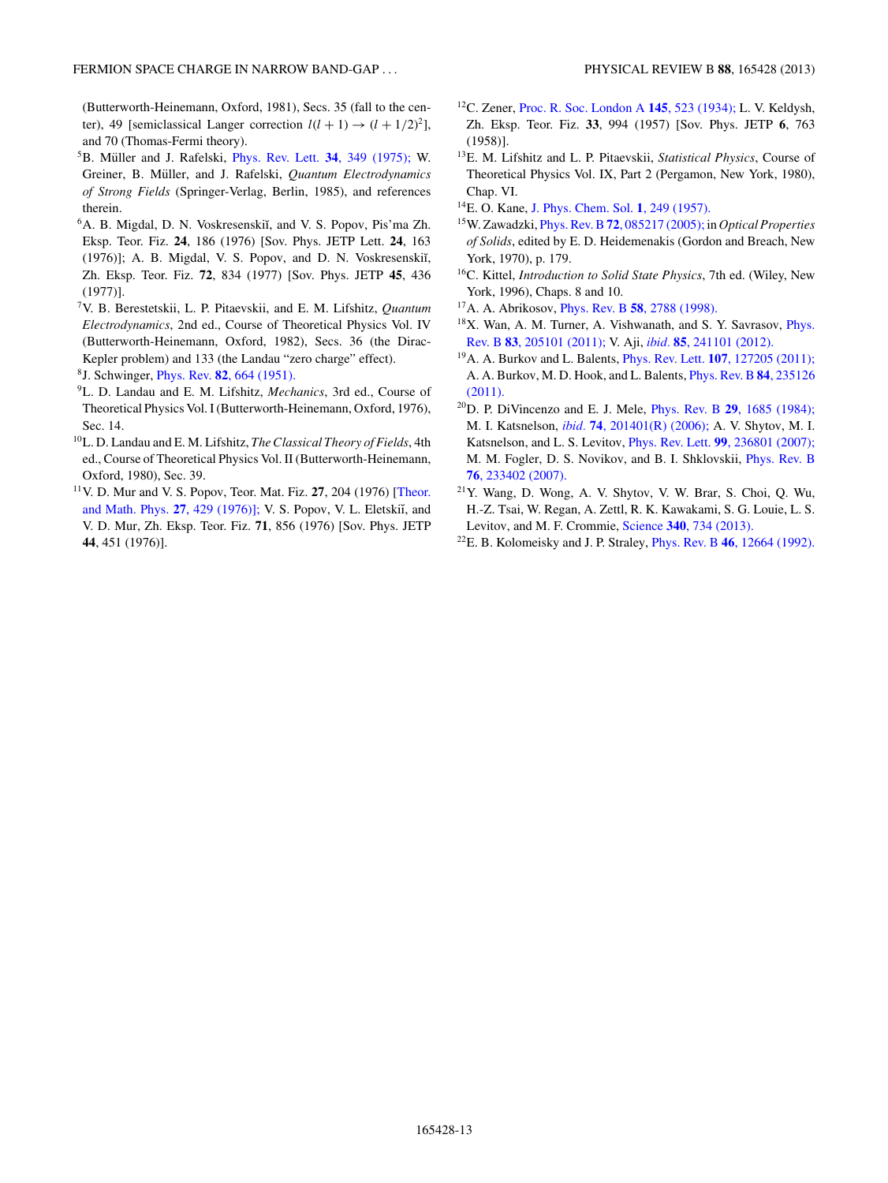(Butterworth-Heinemann, Oxford, 1981), Secs. 35 (fall to the center), 49 [semiclassical Langer correction $l(l+1) \to (l+1/2)^2$], and 70 (Thomas-Fermi theory).

[5] B. Müller and J. Rafelski, Phys. Rev. Lett. **34**, 349 (1975); W. Greiner, B. Müller, and J. Rafelski, *Quantum Electrodynamics of Strong Fields* (Springer-Verlag, Berlin, 1985), and references therein.

[6] A. B. Migdal, D. N. Voskresenskiĭ, and V. S. Popov, Pis'ma Zh. Eksp. Teor. Fiz. **24**, 186 (1976) [Sov. Phys. JETP Lett. **24**, 163 (1976)]; A. B. Migdal, V. S. Popov, and D. N. Voskresenskiĭ, Zh. Eksp. Teor. Fiz. **72**, 834 (1977) [Sov. Phys. JETP **45**, 436 (1977)].

[7] V. B. Berestetskii, L. P. Pitaevskii, and E. M. Lifshitz, *Quantum Electrodynamics*, 2nd ed., Course of Theoretical Physics Vol. IV (Butterworth-Heinemann, Oxford, 1982), Secs. 36 (the Dirac-Kepler problem) and 133 (the Landau "zero charge" effect).

[8] J. Schwinger, Phys. Rev. **82**, 664 (1951).

[9] L. D. Landau and E. M. Lifshitz, *Mechanics*, 3rd ed., Course of Theoretical Physics Vol. I (Butterworth-Heinemann, Oxford, 1976), Sec. 14.

[10] L. D. Landau and E. M. Lifshitz, *The Classical Theory of Fields*, 4th ed., Course of Theoretical Physics Vol. II (Butterworth-Heinemann, Oxford, 1980), Sec. 39.

[11] V. D. Mur and V. S. Popov, Teor. Mat. Fiz. **27**, 204 (1976) [Theor. and Math. Phys. **27**, 429 (1976)]; V. S. Popov, V. L. Eletskiĭ, and V. D. Mur, Zh. Eksp. Teor. Fiz. **71**, 856 (1976) [Sov. Phys. JETP **44**, 451 (1976)].

[12] C. Zener, Proc. R. Soc. London A **145**, 523 (1934); L. V. Keldysh, Zh. Eksp. Teor. Fiz. **33**, 994 (1957) [Sov. Phys. JETP **6**, 763 (1958)].

[13] E. M. Lifshitz and L. P. Pitaevskii, *Statistical Physics*, Course of Theoretical Physics Vol. IX, Part 2 (Pergamon, New York, 1980), Chap. VI.

[14] E. O. Kane, J. Phys. Chem. Sol. **1**, 249 (1957).

[15] W. Zawadzki, Phys. Rev. B **72**, 085217 (2005); in *Optical Properties of Solids*, edited by E. D. Heidemenakis (Gordon and Breach, New York, 1970), p. 179.

[16] C. Kittel, *Introduction to Solid State Physics*, 7th ed. (Wiley, New York, 1996), Chaps. 8 and 10.

[17] A. A. Abrikosov, Phys. Rev. B **58**, 2788 (1998).

[18] X. Wan, A. M. Turner, A. Vishwanath, and S. Y. Savrasov, Phys. Rev. B **83**, 205101 (2011); V. Aji, *ibid.* **85**, 241101 (2012).

[19] A. A. Burkov and L. Balents, Phys. Rev. Lett. **107**, 127205 (2011); A. A. Burkov, M. D. Hook, and L. Balents, Phys. Rev. B **84**, 235126 (2011).

[20] D. P. DiVincenzo and E. J. Mele, Phys. Rev. B **29**, 1685 (1984); M. I. Katsnelson, *ibid.* **74**, 201401(R) (2006); A. V. Shytov, M. I. Katsnelson, and L. S. Levitov, Phys. Rev. Lett. **99**, 236801 (2007); M. M. Fogler, D. S. Novikov, and B. I. Shklovskii, Phys. Rev. B **76**, 233402 (2007).

[21] Y. Wang, D. Wong, A. V. Shytov, V. W. Brar, S. Choi, Q. Wu, H.-Z. Tsai, W. Regan, A. Zettl, R. K. Kawakami, S. G. Louie, L. S. Levitov, and M. F. Crommie, Science **340**, 734 (2013).

[22] E. B. Kolomeisky and J. P. Straley, Phys. Rev. B **46**, 12664 (1992).